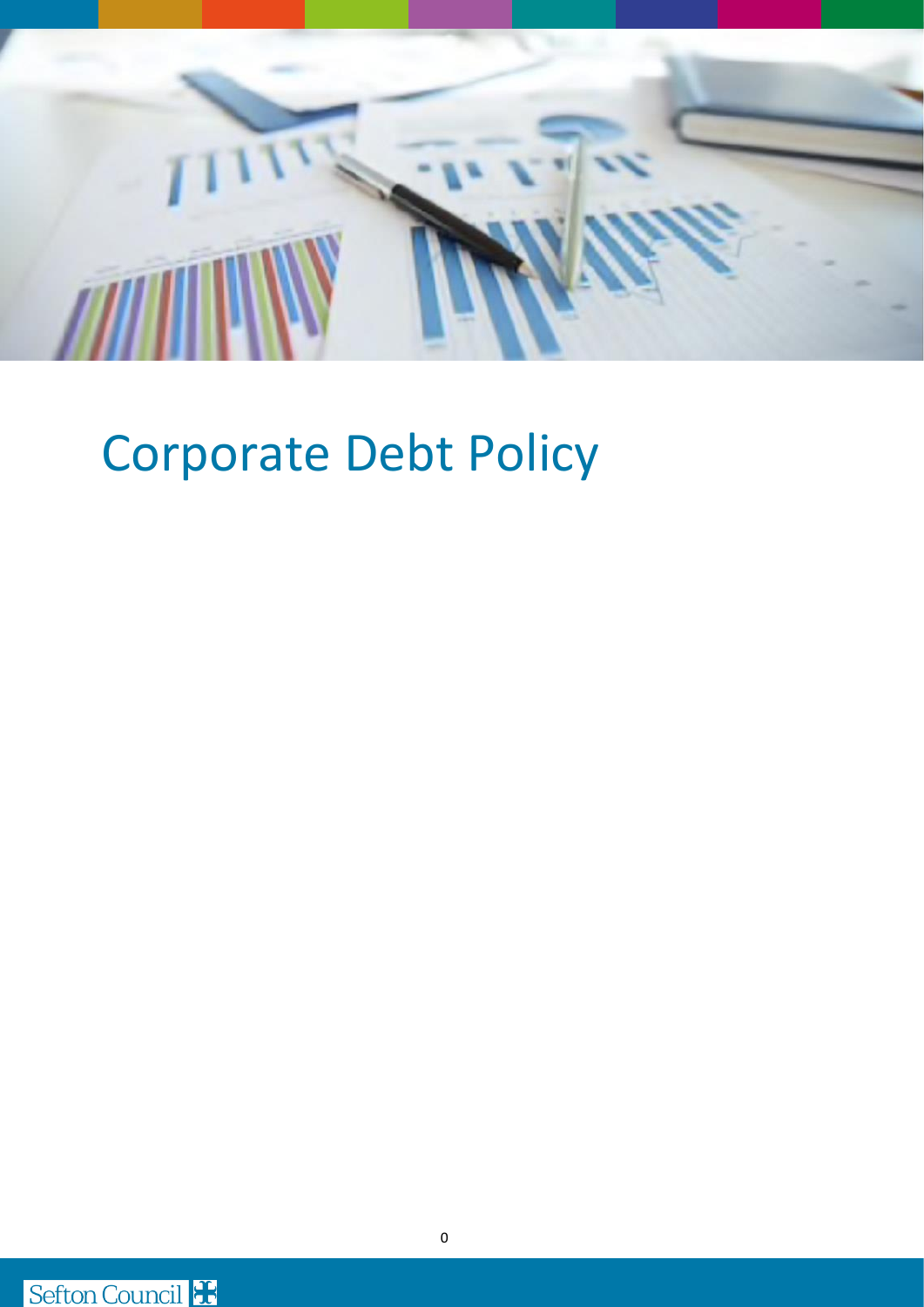# Corporate Debt Policy

Sefton Council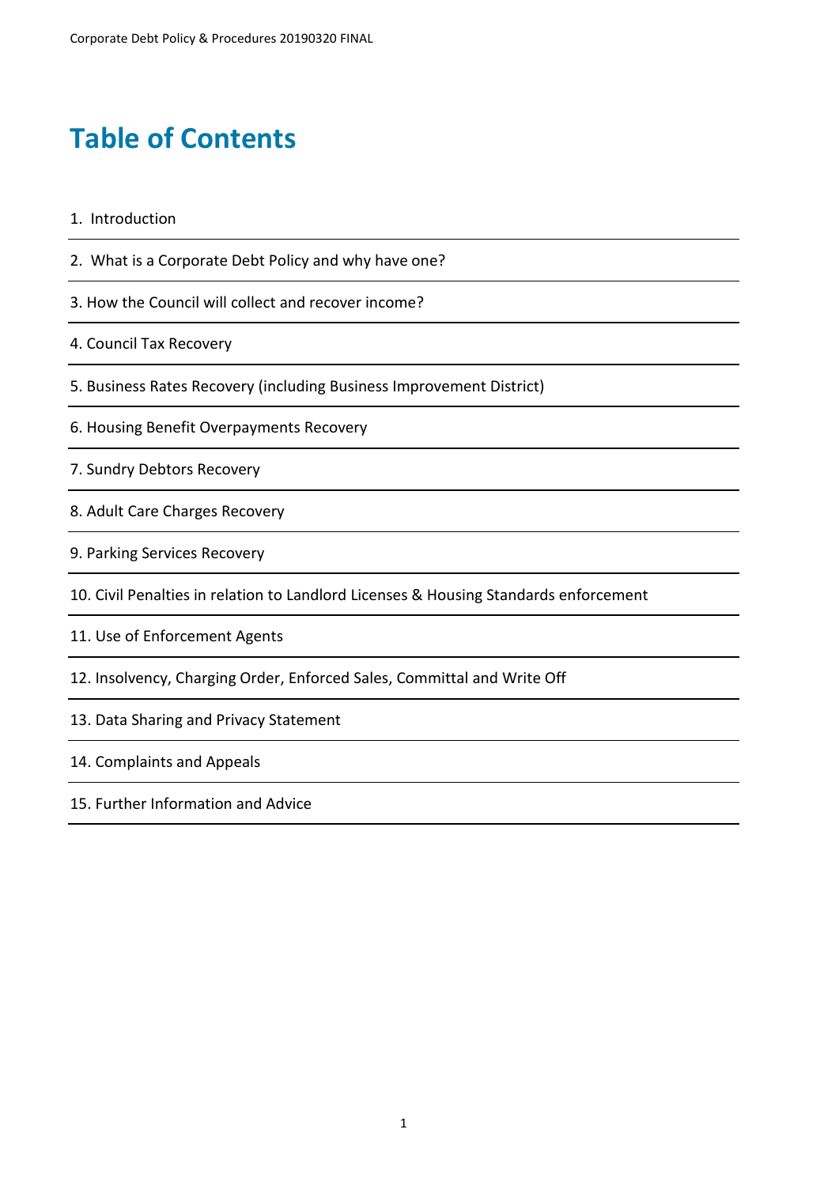# Table of Contents

1. Introduction
2. What is a Corporate Debt Policy and why have one?
3. How the Council will collect and recover income?
4. Council Tax Recovery
5. Business Rates Recovery (including Business Improvement District)
6. Housing Benefit Overpayments Recovery
7. Sundry Debtors Recovery
8. Adult Care Charges Recovery
9. Parking Services Recovery
10. Civil Penalties in relation to Landlord Licenses & Housing Standards enforcement
11. Use of Enforcement Agents
12. Insolvency, Charging Order, Enforced Sales, Committal and Write Off
13. Data Sharing and Privacy Statement
14. Complaints and Appeals
15. Further Information and Advice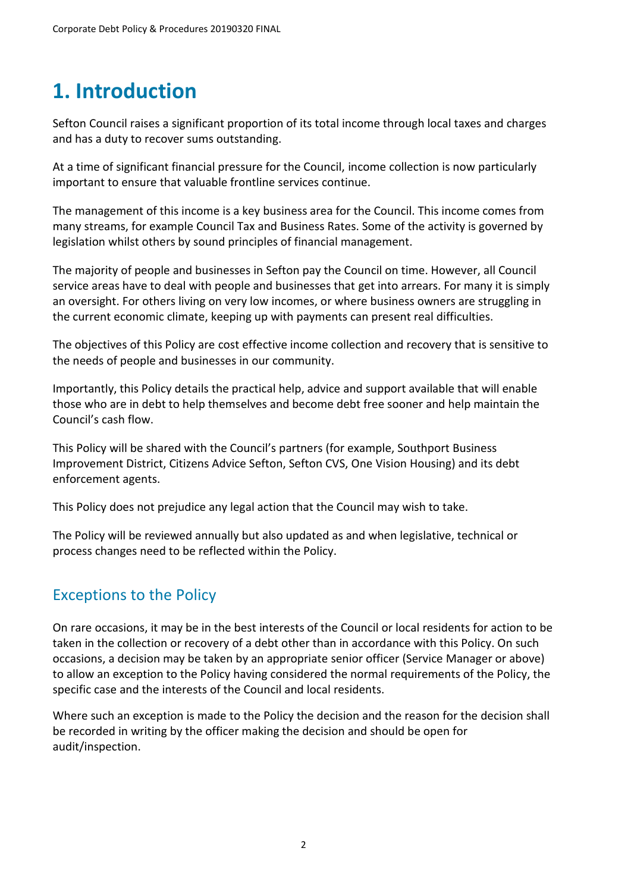# 1. Introduction

Sefton Council raises a significant proportion of its total income through local taxes and charges and has a duty to recover sums outstanding.

At a time of significant financial pressure for the Council, income collection is now particularly important to ensure that valuable frontline services continue.

The management of this income is a key business area for the Council. This income comes from many streams, for example Council Tax and Business Rates. Some of the activity is governed by legislation whilst others by sound principles of financial management.

The majority of people and businesses in Sefton pay the Council on time. However, all Council service areas have to deal with people and businesses that get into arrears. For many it is simply an oversight. For others living on very low incomes, or where business owners are struggling in the current economic climate, keeping up with payments can present real difficulties.

The objectives of this Policy are cost effective income collection and recovery that is sensitive to the needs of people and businesses in our community.

Importantly, this Policy details the practical help, advice and support available that will enable those who are in debt to help themselves and become debt free sooner and help maintain the Council's cash flow.

This Policy will be shared with the Council's partners (for example, Southport Business Improvement District, Citizens Advice Sefton, Sefton CVS, One Vision Housing) and its debt enforcement agents.

This Policy does not prejudice any legal action that the Council may wish to take.

The Policy will be reviewed annually but also updated as and when legislative, technical or process changes need to be reflected within the Policy.

## Exceptions to the Policy

On rare occasions, it may be in the best interests of the Council or local residents for action to be taken in the collection or recovery of a debt other than in accordance with this Policy. On such occasions, a decision may be taken by an appropriate senior officer (Service Manager or above) to allow an exception to the Policy having considered the normal requirements of the Policy, the specific case and the interests of the Council and local residents.

Where such an exception is made to the Policy the decision and the reason for the decision shall be recorded in writing by the officer making the decision and should be open for audit/inspection.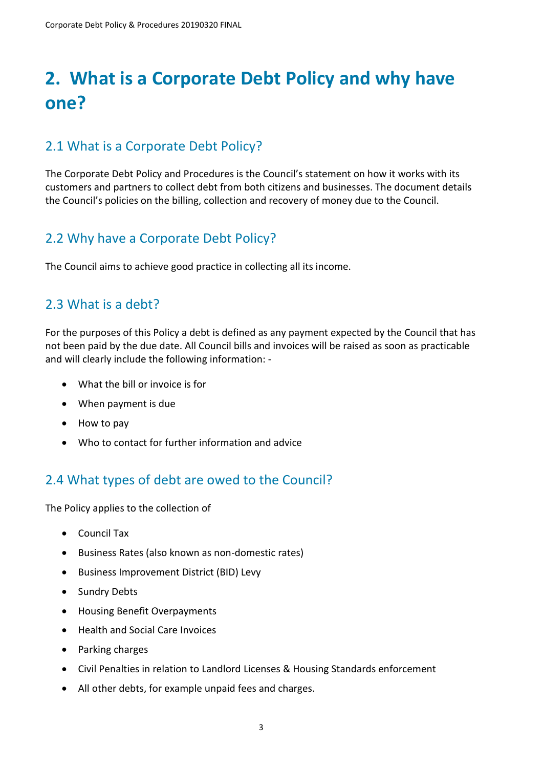# 2. What is a Corporate Debt Policy and why have one?

## 2.1 What is a Corporate Debt Policy?

The Corporate Debt Policy and Procedures is the Council's statement on how it works with its customers and partners to collect debt from both citizens and businesses. The document details the Council's policies on the billing, collection and recovery of money due to the Council.

## 2.2 Why have a Corporate Debt Policy?

The Council aims to achieve good practice in collecting all its income.

## 2.3 What is a debt?

For the purposes of this Policy a debt is defined as any payment expected by the Council that has not been paid by the due date. All Council bills and invoices will be raised as soon as practicable and will clearly include the following information: -

- What the bill or invoice is for
- When payment is due
- How to pay
- Who to contact for further information and advice

## 2.4 What types of debt are owed to the Council?

The Policy applies to the collection of

- Council Tax
- Business Rates (also known as non-domestic rates)
- Business Improvement District (BID) Levy
- Sundry Debts
- Housing Benefit Overpayments
- Health and Social Care Invoices
- Parking charges
- Civil Penalties in relation to Landlord Licenses & Housing Standards enforcement
- All other debts, for example unpaid fees and charges.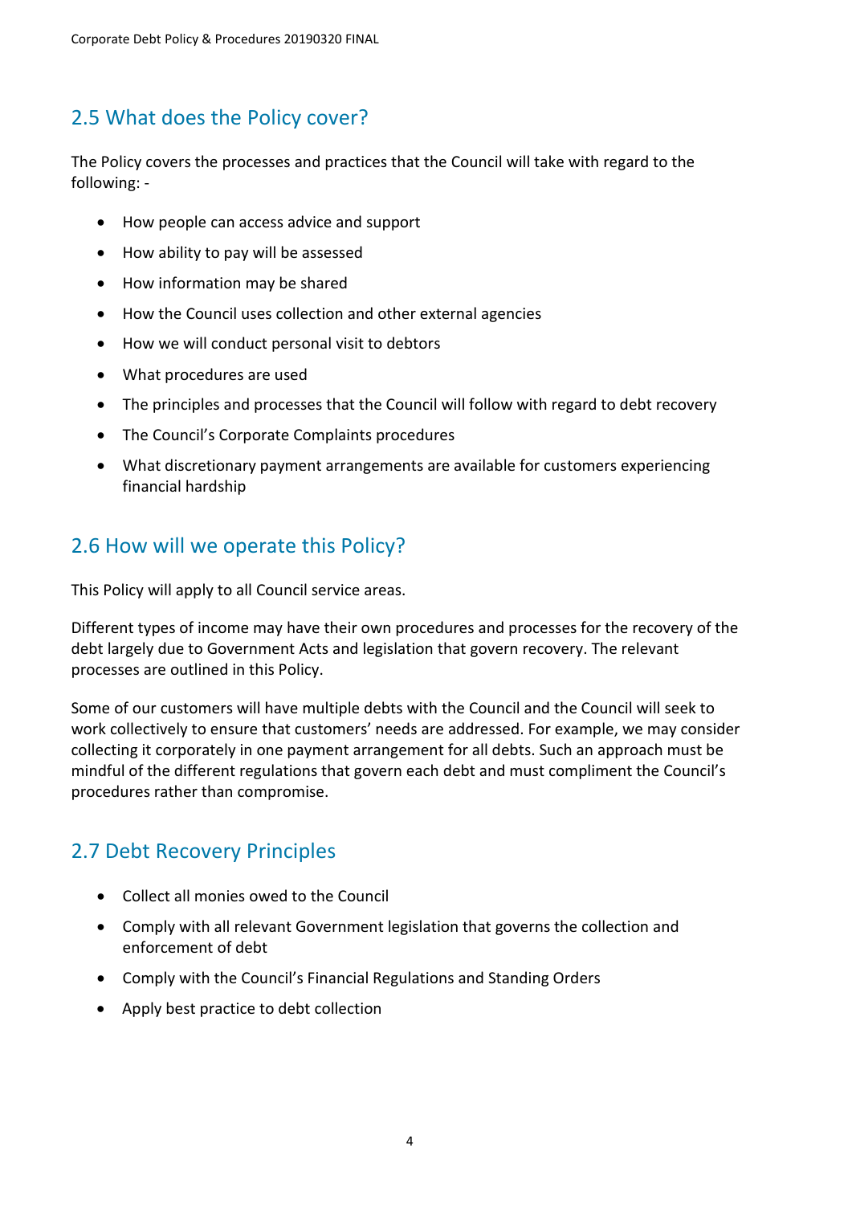## 2.5 What does the Policy cover?

The Policy covers the processes and practices that the Council will take with regard to the following: -

- How people can access advice and support
- How ability to pay will be assessed
- How information may be shared
- How the Council uses collection and other external agencies
- How we will conduct personal visit to debtors
- What procedures are used
- The principles and processes that the Council will follow with regard to debt recovery
- The Council's Corporate Complaints procedures
- What discretionary payment arrangements are available for customers experiencing financial hardship

## 2.6 How will we operate this Policy?

This Policy will apply to all Council service areas.

Different types of income may have their own procedures and processes for the recovery of the debt largely due to Government Acts and legislation that govern recovery. The relevant processes are outlined in this Policy.

Some of our customers will have multiple debts with the Council and the Council will seek to work collectively to ensure that customers' needs are addressed. For example, we may consider collecting it corporately in one payment arrangement for all debts. Such an approach must be mindful of the different regulations that govern each debt and must compliment the Council's procedures rather than compromise.

## 2.7 Debt Recovery Principles

- Collect all monies owed to the Council
- Comply with all relevant Government legislation that governs the collection and enforcement of debt
- Comply with the Council's Financial Regulations and Standing Orders
- Apply best practice to debt collection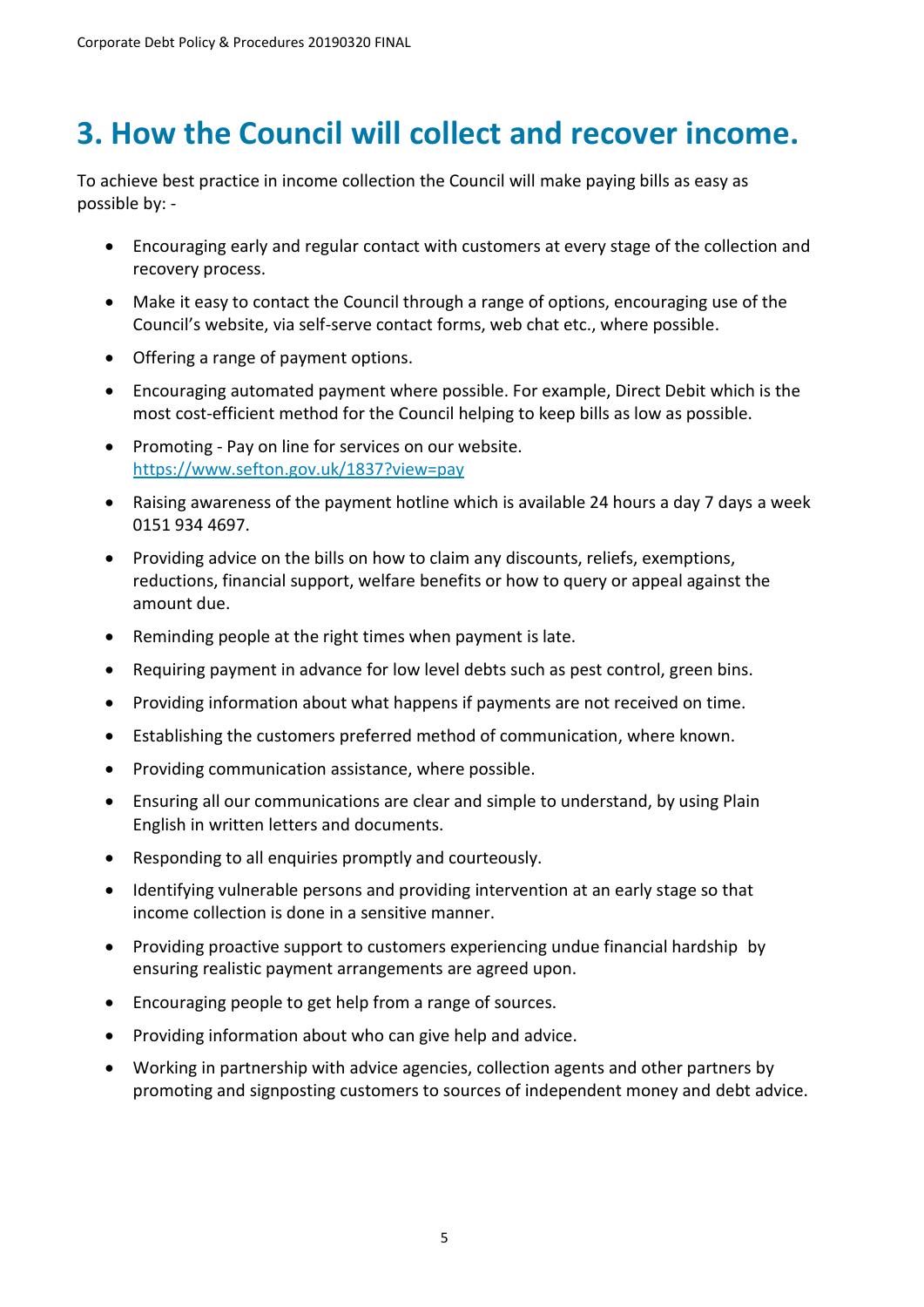# 3. How the Council will collect and recover income.

To achieve best practice in income collection the Council will make paying bills as easy as possible by: -

- Encouraging early and regular contact with customers at every stage of the collection and recovery process.
- Make it easy to contact the Council through a range of options, encouraging use of the Council's website, via self-serve contact forms, web chat etc., where possible.
- Offering a range of payment options.
- Encouraging automated payment where possible. For example, Direct Debit which is the most cost-efficient method for the Council helping to keep bills as low as possible.
- Promoting - Pay on line for services on our website. https://www.sefton.gov.uk/1837?view=pay
- Raising awareness of the payment hotline which is available 24 hours a day 7 days a week 0151 934 4697.
- Providing advice on the bills on how to claim any discounts, reliefs, exemptions, reductions, financial support, welfare benefits or how to query or appeal against the amount due.
- Reminding people at the right times when payment is late.
- Requiring payment in advance for low level debts such as pest control, green bins.
- Providing information about what happens if payments are not received on time.
- Establishing the customers preferred method of communication, where known.
- Providing communication assistance, where possible.
- Ensuring all our communications are clear and simple to understand, by using Plain English in written letters and documents.
- Responding to all enquiries promptly and courteously.
- Identifying vulnerable persons and providing intervention at an early stage so that income collection is done in a sensitive manner.
- Providing proactive support to customers experiencing undue financial hardship by ensuring realistic payment arrangements are agreed upon.
- Encouraging people to get help from a range of sources.
- Providing information about who can give help and advice.
- Working in partnership with advice agencies, collection agents and other partners by promoting and signposting customers to sources of independent money and debt advice.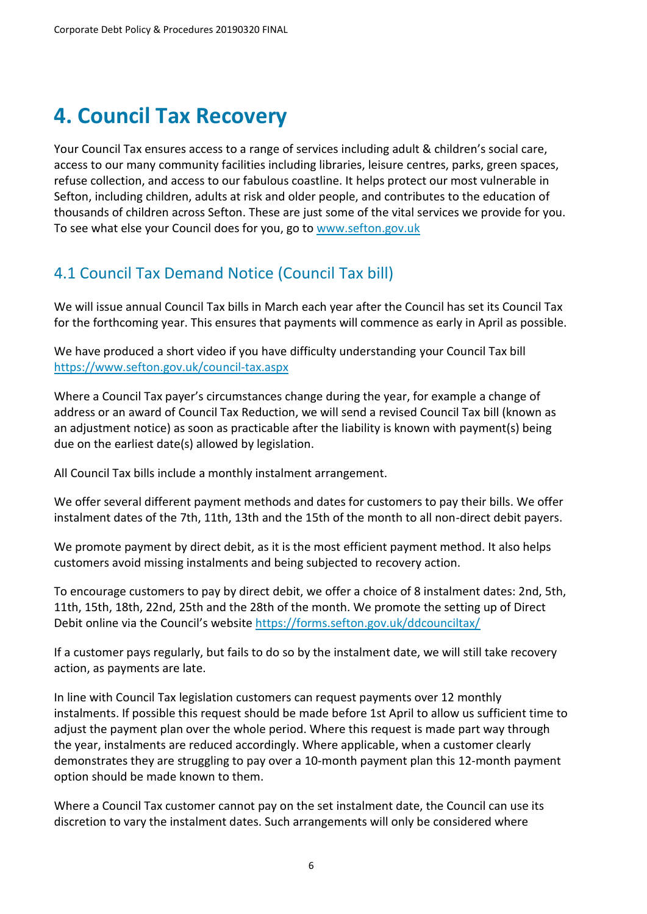# 4. Council Tax Recovery

Your Council Tax ensures access to a range of services including adult & children's social care, access to our many community facilities including libraries, leisure centres, parks, green spaces, refuse collection, and access to our fabulous coastline. It helps protect our most vulnerable in Sefton, including children, adults at risk and older people, and contributes to the education of thousands of children across Sefton. These are just some of the vital services we provide for you. To see what else your Council does for you, go to [www.sefton.gov.uk](www.sefton.gov.uk)

## 4.1 Council Tax Demand Notice (Council Tax bill)

We will issue annual Council Tax bills in March each year after the Council has set its Council Tax for the forthcoming year. This ensures that payments will commence as early in April as possible.

We have produced a short video if you have difficulty understanding your Council Tax bill [https://www.sefton.gov.uk/council-tax.aspx](https://www.sefton.gov.uk/council-tax.aspx)

Where a Council Tax payer's circumstances change during the year, for example a change of address or an award of Council Tax Reduction, we will send a revised Council Tax bill (known as an adjustment notice) as soon as practicable after the liability is known with payment(s) being due on the earliest date(s) allowed by legislation.

All Council Tax bills include a monthly instalment arrangement.

We offer several different payment methods and dates for customers to pay their bills. We offer instalment dates of the 7th, 11th, 13th and the 15th of the month to all non-direct debit payers.

We promote payment by direct debit, as it is the most efficient payment method. It also helps customers avoid missing instalments and being subjected to recovery action.

To encourage customers to pay by direct debit, we offer a choice of 8 instalment dates: 2nd, 5th, 11th, 15th, 18th, 22nd, 25th and the 28th of the month. We promote the setting up of Direct Debit online via the Council's website [https://forms.sefton.gov.uk/ddcounciltax/](https://forms.sefton.gov.uk/ddcounciltax/)

If a customer pays regularly, but fails to do so by the instalment date, we will still take recovery action, as payments are late.

In line with Council Tax legislation customers can request payments over 12 monthly instalments. If possible this request should be made before 1st April to allow us sufficient time to adjust the payment plan over the whole period. Where this request is made part way through the year, instalments are reduced accordingly. Where applicable, when a customer clearly demonstrates they are struggling to pay over a 10-month payment plan this 12-month payment option should be made known to them.

Where a Council Tax customer cannot pay on the set instalment date, the Council can use its discretion to vary the instalment dates. Such arrangements will only be considered where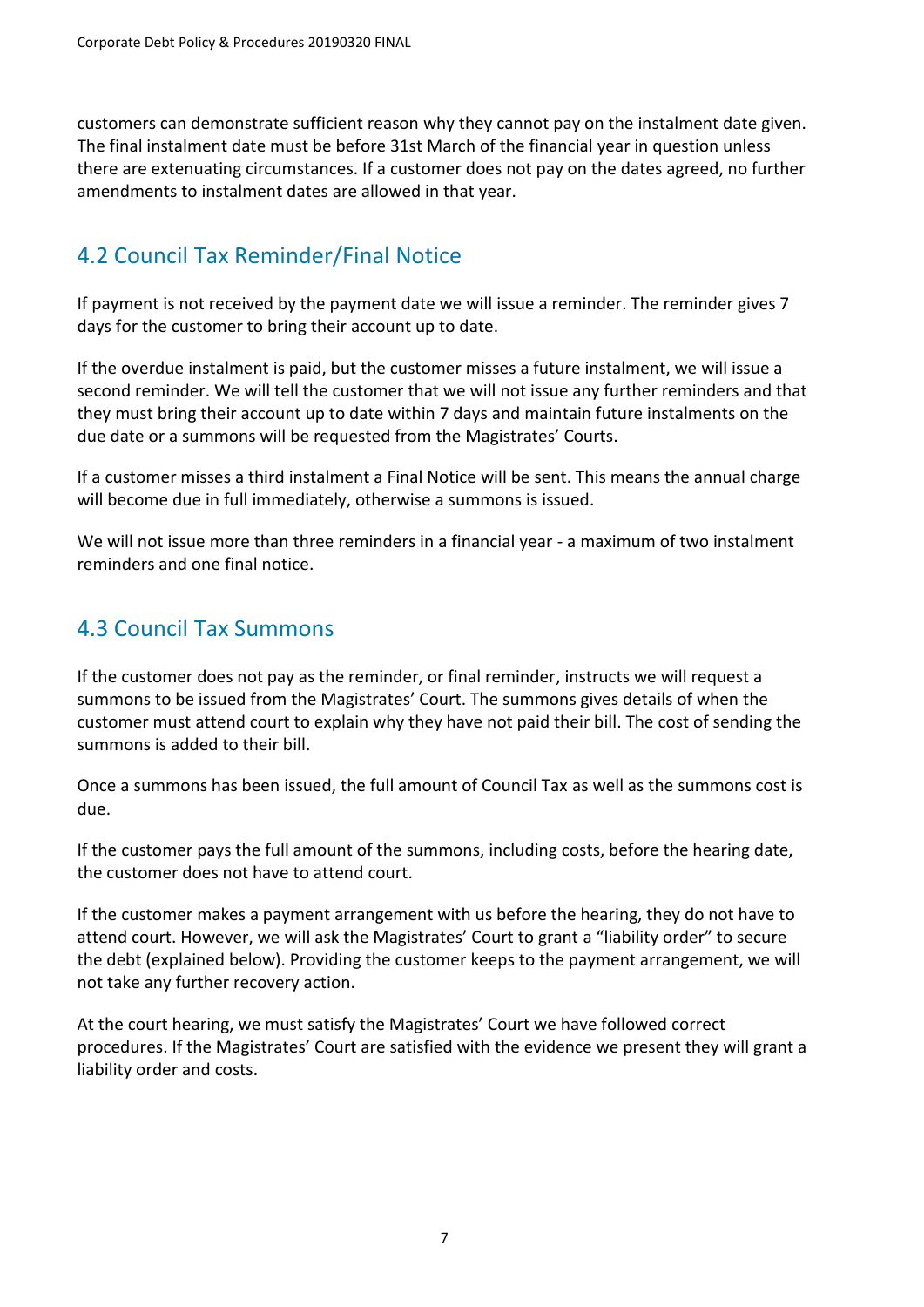customers can demonstrate sufficient reason why they cannot pay on the instalment date given. The final instalment date must be before 31st March of the financial year in question unless there are extenuating circumstances. If a customer does not pay on the dates agreed, no further amendments to instalment dates are allowed in that year.

## 4.2 Council Tax Reminder/Final Notice

If payment is not received by the payment date we will issue a reminder. The reminder gives 7 days for the customer to bring their account up to date.

If the overdue instalment is paid, but the customer misses a future instalment, we will issue a second reminder. We will tell the customer that we will not issue any further reminders and that they must bring their account up to date within 7 days and maintain future instalments on the due date or a summons will be requested from the Magistrates' Courts.

If a customer misses a third instalment a Final Notice will be sent. This means the annual charge will become due in full immediately, otherwise a summons is issued.

We will not issue more than three reminders in a financial year - a maximum of two instalment reminders and one final notice.

## 4.3 Council Tax Summons

If the customer does not pay as the reminder, or final reminder, instructs we will request a summons to be issued from the Magistrates' Court. The summons gives details of when the customer must attend court to explain why they have not paid their bill. The cost of sending the summons is added to their bill.

Once a summons has been issued, the full amount of Council Tax as well as the summons cost is due.

If the customer pays the full amount of the summons, including costs, before the hearing date, the customer does not have to attend court.

If the customer makes a payment arrangement with us before the hearing, they do not have to attend court. However, we will ask the Magistrates' Court to grant a "liability order" to secure the debt (explained below). Providing the customer keeps to the payment arrangement, we will not take any further recovery action.

At the court hearing, we must satisfy the Magistrates' Court we have followed correct procedures. If the Magistrates' Court are satisfied with the evidence we present they will grant a liability order and costs.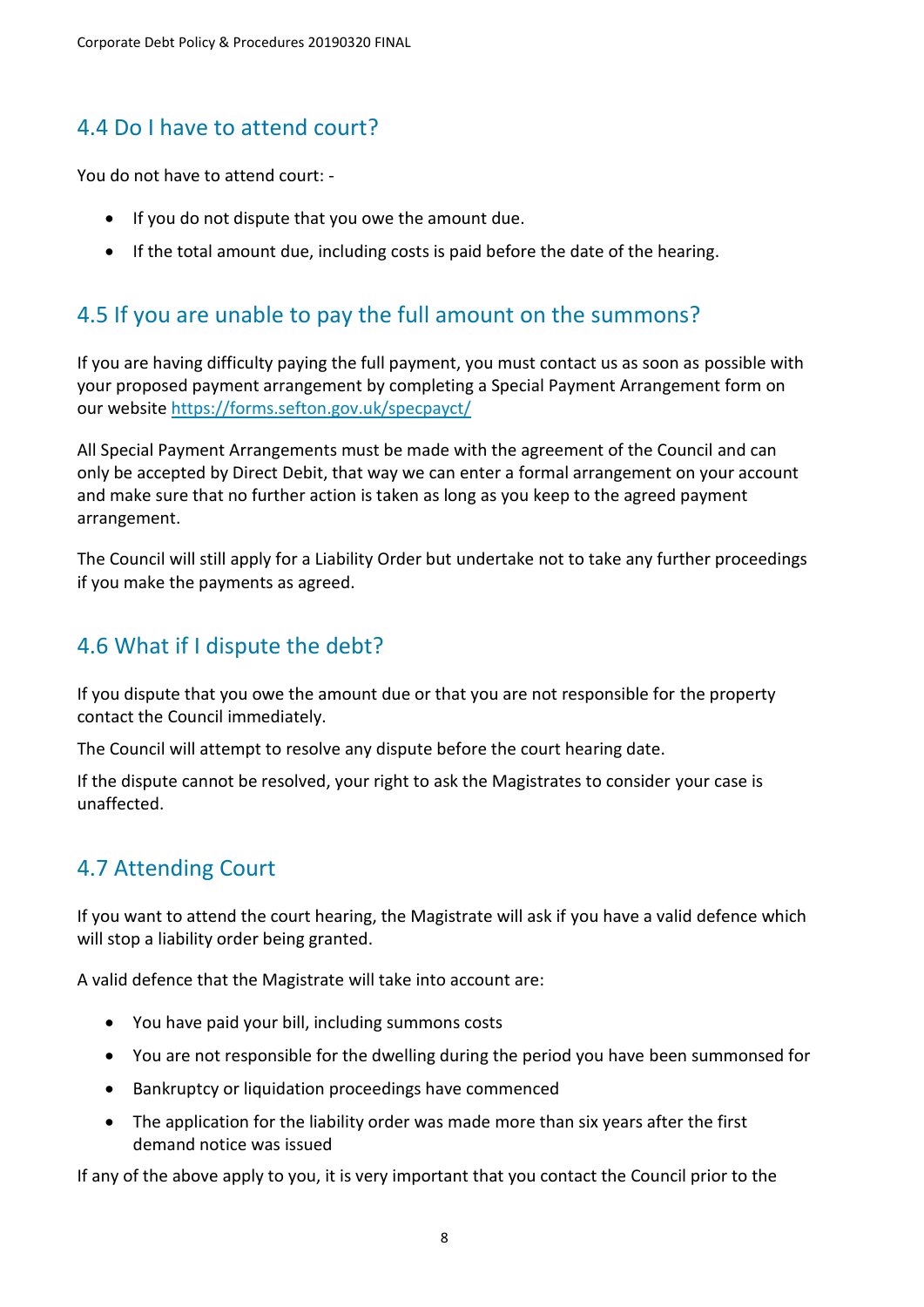## 4.4 Do I have to attend court?

You do not have to attend court: -

- If you do not dispute that you owe the amount due.
- If the total amount due, including costs is paid before the date of the hearing.

## 4.5 If you are unable to pay the full amount on the summons?

If you are having difficulty paying the full payment, you must contact us as soon as possible with your proposed payment arrangement by completing a Special Payment Arrangement form on our website https://forms.sefton.gov.uk/specpayct/

All Special Payment Arrangements must be made with the agreement of the Council and can only be accepted by Direct Debit, that way we can enter a formal arrangement on your account and make sure that no further action is taken as long as you keep to the agreed payment arrangement.

The Council will still apply for a Liability Order but undertake not to take any further proceedings if you make the payments as agreed.

## 4.6 What if I dispute the debt?

If you dispute that you owe the amount due or that you are not responsible for the property contact the Council immediately.

The Council will attempt to resolve any dispute before the court hearing date.

If the dispute cannot be resolved, your right to ask the Magistrates to consider your case is unaffected.

## 4.7 Attending Court

If you want to attend the court hearing, the Magistrate will ask if you have a valid defence which will stop a liability order being granted.

A valid defence that the Magistrate will take into account are:

- You have paid your bill, including summons costs
- You are not responsible for the dwelling during the period you have been summonsed for
- Bankruptcy or liquidation proceedings have commenced
- The application for the liability order was made more than six years after the first demand notice was issued

If any of the above apply to you, it is very important that you contact the Council prior to the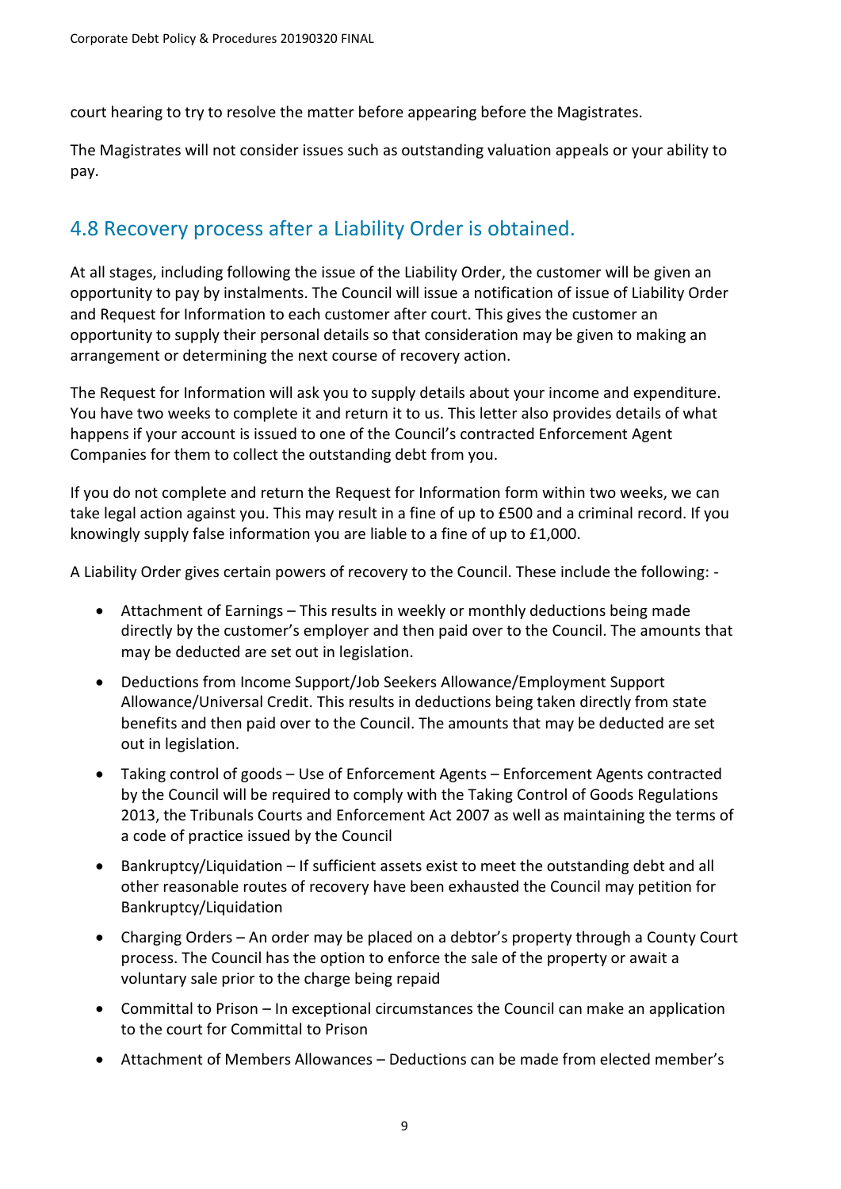court hearing to try to resolve the matter before appearing before the Magistrates.

The Magistrates will not consider issues such as outstanding valuation appeals or your ability to pay.

## 4.8 Recovery process after a Liability Order is obtained.

At all stages, including following the issue of the Liability Order, the customer will be given an opportunity to pay by instalments. The Council will issue a notification of issue of Liability Order and Request for Information to each customer after court. This gives the customer an opportunity to supply their personal details so that consideration may be given to making an arrangement or determining the next course of recovery action.

The Request for Information will ask you to supply details about your income and expenditure. You have two weeks to complete it and return it to us. This letter also provides details of what happens if your account is issued to one of the Council's contracted Enforcement Agent Companies for them to collect the outstanding debt from you.

If you do not complete and return the Request for Information form within two weeks, we can take legal action against you. This may result in a fine of up to £500 and a criminal record. If you knowingly supply false information you are liable to a fine of up to £1,000.

A Liability Order gives certain powers of recovery to the Council. These include the following: -

- Attachment of Earnings – This results in weekly or monthly deductions being made directly by the customer's employer and then paid over to the Council. The amounts that may be deducted are set out in legislation.
- Deductions from Income Support/Job Seekers Allowance/Employment Support Allowance/Universal Credit. This results in deductions being taken directly from state benefits and then paid over to the Council. The amounts that may be deducted are set out in legislation.
- Taking control of goods – Use of Enforcement Agents – Enforcement Agents contracted by the Council will be required to comply with the Taking Control of Goods Regulations 2013, the Tribunals Courts and Enforcement Act 2007 as well as maintaining the terms of a code of practice issued by the Council
- Bankruptcy/Liquidation – If sufficient assets exist to meet the outstanding debt and all other reasonable routes of recovery have been exhausted the Council may petition for Bankruptcy/Liquidation
- Charging Orders – An order may be placed on a debtor's property through a County Court process. The Council has the option to enforce the sale of the property or await a voluntary sale prior to the charge being repaid
- Committal to Prison – In exceptional circumstances the Council can make an application to the court for Committal to Prison
- Attachment of Members Allowances – Deductions can be made from elected member's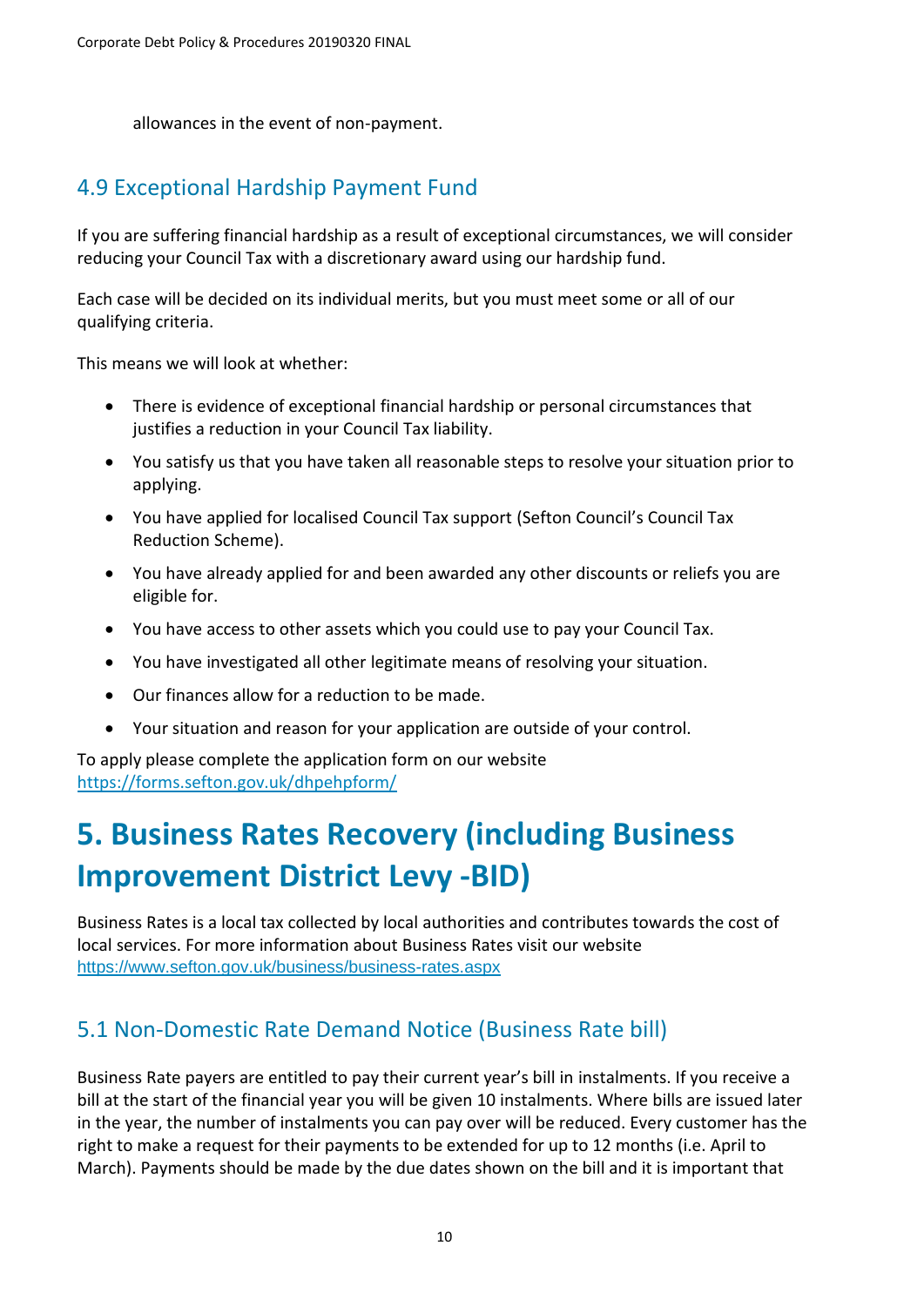allowances in the event of non-payment.

## 4.9 Exceptional Hardship Payment Fund

If you are suffering financial hardship as a result of exceptional circumstances, we will consider reducing your Council Tax with a discretionary award using our hardship fund.

Each case will be decided on its individual merits, but you must meet some or all of our qualifying criteria.

This means we will look at whether:

- There is evidence of exceptional financial hardship or personal circumstances that justifies a reduction in your Council Tax liability.
- You satisfy us that you have taken all reasonable steps to resolve your situation prior to applying.
- You have applied for localised Council Tax support (Sefton Council's Council Tax Reduction Scheme).
- You have already applied for and been awarded any other discounts or reliefs you are eligible for.
- You have access to other assets which you could use to pay your Council Tax.
- You have investigated all other legitimate means of resolving your situation.
- Our finances allow for a reduction to be made.
- Your situation and reason for your application are outside of your control.

To apply please complete the application form on our website https://forms.sefton.gov.uk/dhpehpform/

# 5. Business Rates Recovery (including Business Improvement District Levy -BID)

Business Rates is a local tax collected by local authorities and contributes towards the cost of local services. For more information about Business Rates visit our website https://www.sefton.gov.uk/business/business-rates.aspx

## 5.1 Non-Domestic Rate Demand Notice (Business Rate bill)

Business Rate payers are entitled to pay their current year's bill in instalments. If you receive a bill at the start of the financial year you will be given 10 instalments. Where bills are issued later in the year, the number of instalments you can pay over will be reduced. Every customer has the right to make a request for their payments to be extended for up to 12 months (i.e. April to March). Payments should be made by the due dates shown on the bill and it is important that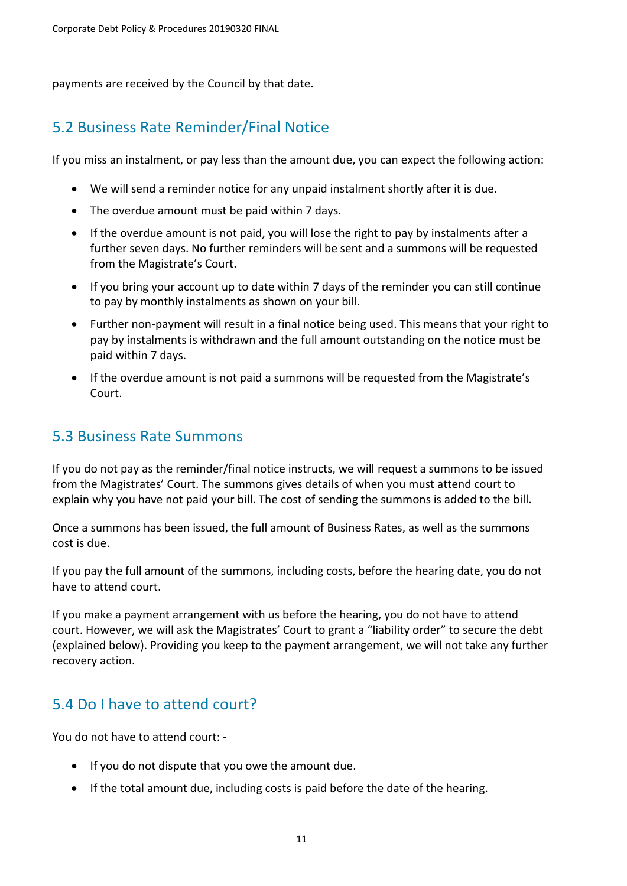payments are received by the Council by that date.

## 5.2 Business Rate Reminder/Final Notice

If you miss an instalment, or pay less than the amount due, you can expect the following action:

- We will send a reminder notice for any unpaid instalment shortly after it is due.
- The overdue amount must be paid within 7 days.
- If the overdue amount is not paid, you will lose the right to pay by instalments after a further seven days. No further reminders will be sent and a summons will be requested from the Magistrate's Court.
- If you bring your account up to date within 7 days of the reminder you can still continue to pay by monthly instalments as shown on your bill.
- Further non-payment will result in a final notice being used. This means that your right to pay by instalments is withdrawn and the full amount outstanding on the notice must be paid within 7 days.
- If the overdue amount is not paid a summons will be requested from the Magistrate's Court.

## 5.3 Business Rate Summons

If you do not pay as the reminder/final notice instructs, we will request a summons to be issued from the Magistrates' Court. The summons gives details of when you must attend court to explain why you have not paid your bill. The cost of sending the summons is added to the bill.

Once a summons has been issued, the full amount of Business Rates, as well as the summons cost is due.

If you pay the full amount of the summons, including costs, before the hearing date, you do not have to attend court.

If you make a payment arrangement with us before the hearing, you do not have to attend court. However, we will ask the Magistrates' Court to grant a "liability order" to secure the debt (explained below). Providing you keep to the payment arrangement, we will not take any further recovery action.

## 5.4 Do I have to attend court?

You do not have to attend court: -

- If you do not dispute that you owe the amount due.
- If the total amount due, including costs is paid before the date of the hearing.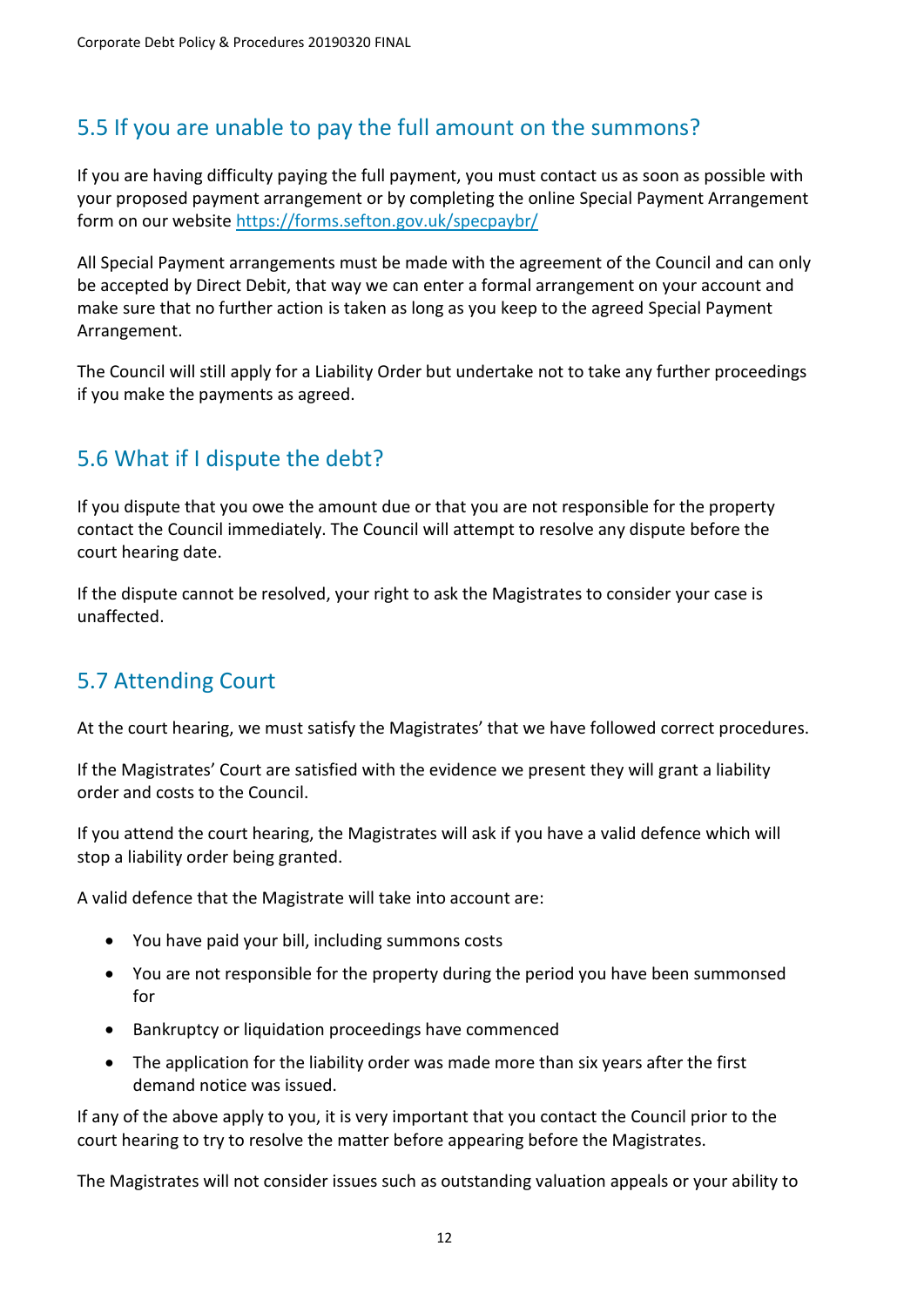## 5.5 If you are unable to pay the full amount on the summons?

If you are having difficulty paying the full payment, you must contact us as soon as possible with your proposed payment arrangement or by completing the online Special Payment Arrangement form on our website https://forms.sefton.gov.uk/specpaybr/

All Special Payment arrangements must be made with the agreement of the Council and can only be accepted by Direct Debit, that way we can enter a formal arrangement on your account and make sure that no further action is taken as long as you keep to the agreed Special Payment Arrangement.

The Council will still apply for a Liability Order but undertake not to take any further proceedings if you make the payments as agreed.

## 5.6 What if I dispute the debt?

If you dispute that you owe the amount due or that you are not responsible for the property contact the Council immediately. The Council will attempt to resolve any dispute before the court hearing date.

If the dispute cannot be resolved, your right to ask the Magistrates to consider your case is unaffected.

## 5.7 Attending Court

At the court hearing, we must satisfy the Magistrates' that we have followed correct procedures.

If the Magistrates' Court are satisfied with the evidence we present they will grant a liability order and costs to the Council.

If you attend the court hearing, the Magistrates will ask if you have a valid defence which will stop a liability order being granted.

A valid defence that the Magistrate will take into account are:

- You have paid your bill, including summons costs
- You are not responsible for the property during the period you have been summonsed for
- Bankruptcy or liquidation proceedings have commenced
- The application for the liability order was made more than six years after the first demand notice was issued.

If any of the above apply to you, it is very important that you contact the Council prior to the court hearing to try to resolve the matter before appearing before the Magistrates.

The Magistrates will not consider issues such as outstanding valuation appeals or your ability to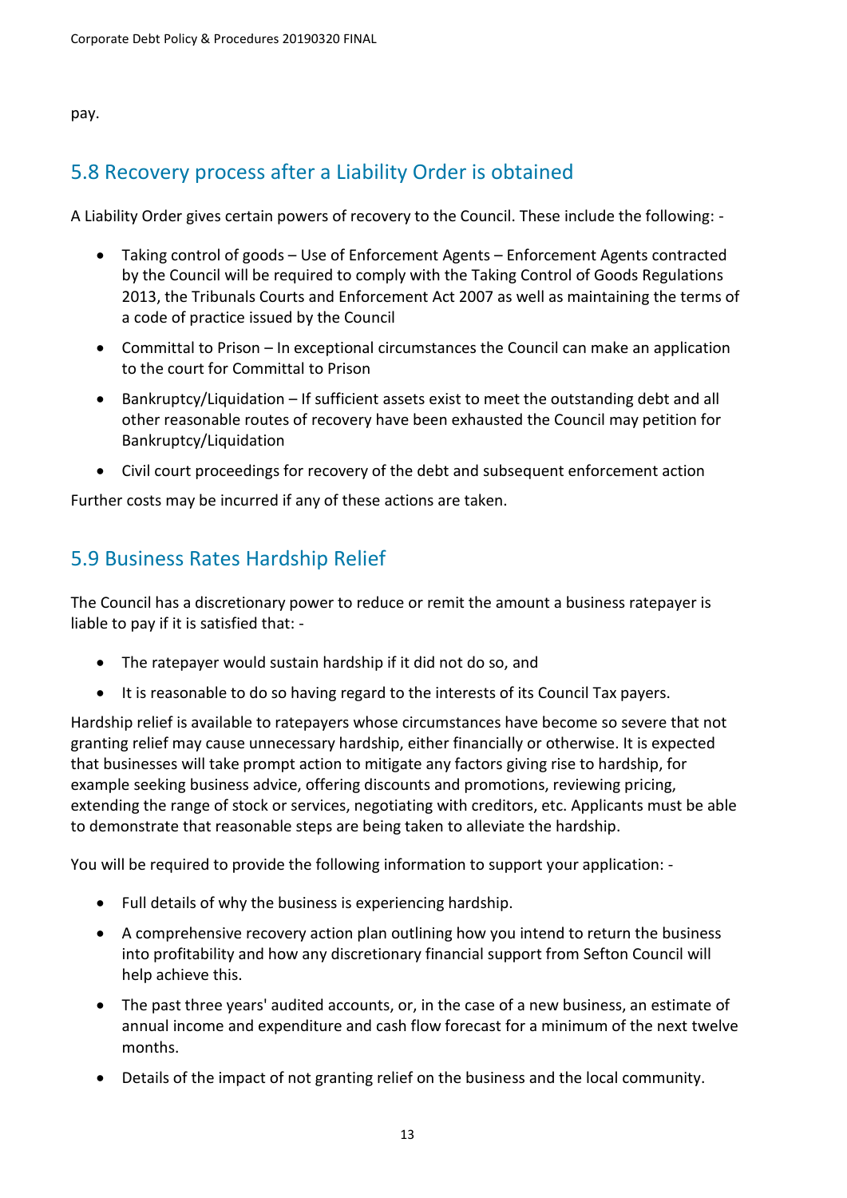pay.

## 5.8 Recovery process after a Liability Order is obtained

A Liability Order gives certain powers of recovery to the Council. These include the following: -

- Taking control of goods – Use of Enforcement Agents – Enforcement Agents contracted by the Council will be required to comply with the Taking Control of Goods Regulations 2013, the Tribunals Courts and Enforcement Act 2007 as well as maintaining the terms of a code of practice issued by the Council
- Committal to Prison – In exceptional circumstances the Council can make an application to the court for Committal to Prison
- Bankruptcy/Liquidation – If sufficient assets exist to meet the outstanding debt and all other reasonable routes of recovery have been exhausted the Council may petition for Bankruptcy/Liquidation
- Civil court proceedings for recovery of the debt and subsequent enforcement action

Further costs may be incurred if any of these actions are taken.

## 5.9 Business Rates Hardship Relief

The Council has a discretionary power to reduce or remit the amount a business ratepayer is liable to pay if it is satisfied that: -

- The ratepayer would sustain hardship if it did not do so, and
- It is reasonable to do so having regard to the interests of its Council Tax payers.

Hardship relief is available to ratepayers whose circumstances have become so severe that not granting relief may cause unnecessary hardship, either financially or otherwise. It is expected that businesses will take prompt action to mitigate any factors giving rise to hardship, for example seeking business advice, offering discounts and promotions, reviewing pricing, extending the range of stock or services, negotiating with creditors, etc. Applicants must be able to demonstrate that reasonable steps are being taken to alleviate the hardship.

You will be required to provide the following information to support your application: -

- Full details of why the business is experiencing hardship.
- A comprehensive recovery action plan outlining how you intend to return the business into profitability and how any discretionary financial support from Sefton Council will help achieve this.
- The past three years' audited accounts, or, in the case of a new business, an estimate of annual income and expenditure and cash flow forecast for a minimum of the next twelve months.
- Details of the impact of not granting relief on the business and the local community.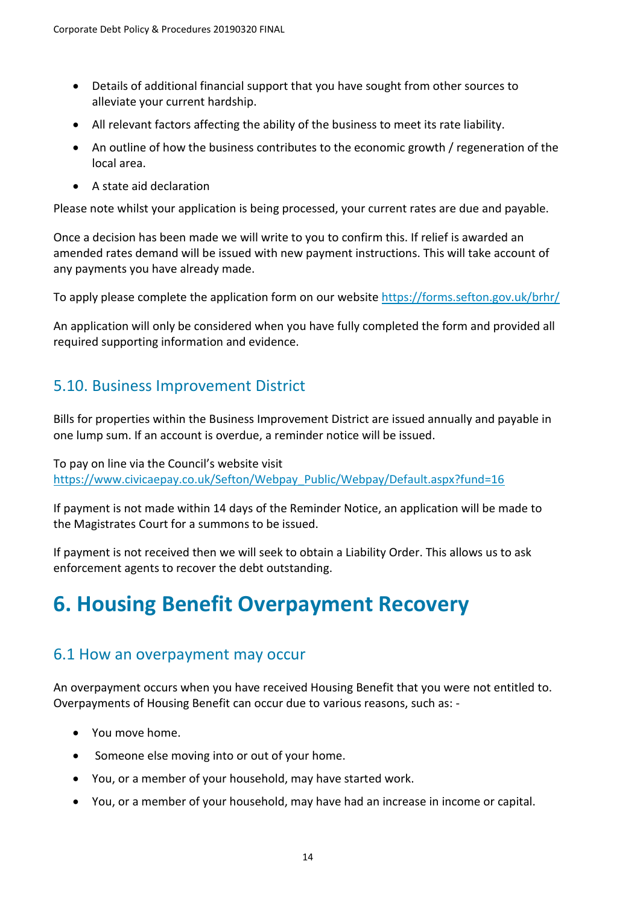- Details of additional financial support that you have sought from other sources to alleviate your current hardship.
- All relevant factors affecting the ability of the business to meet its rate liability.
- An outline of how the business contributes to the economic growth / regeneration of the local area.
- A state aid declaration

Please note whilst your application is being processed, your current rates are due and payable.

Once a decision has been made we will write to you to confirm this. If relief is awarded an amended rates demand will be issued with new payment instructions. This will take account of any payments you have already made.

To apply please complete the application form on our website https://forms.sefton.gov.uk/brhr/

An application will only be considered when you have fully completed the form and provided all required supporting information and evidence.

## 5.10. Business Improvement District

Bills for properties within the Business Improvement District are issued annually and payable in one lump sum. If an account is overdue, a reminder notice will be issued.

To pay on line via the Council's website visit https://www.civicaepay.co.uk/Sefton/Webpay_Public/Webpay/Default.aspx?fund=16

If payment is not made within 14 days of the Reminder Notice, an application will be made to the Magistrates Court for a summons to be issued.

If payment is not received then we will seek to obtain a Liability Order. This allows us to ask enforcement agents to recover the debt outstanding.

# 6. Housing Benefit Overpayment Recovery

## 6.1 How an overpayment may occur

An overpayment occurs when you have received Housing Benefit that you were not entitled to. Overpayments of Housing Benefit can occur due to various reasons, such as: -

- You move home.
- Someone else moving into or out of your home.
- You, or a member of your household, may have started work.
- You, or a member of your household, may have had an increase in income or capital.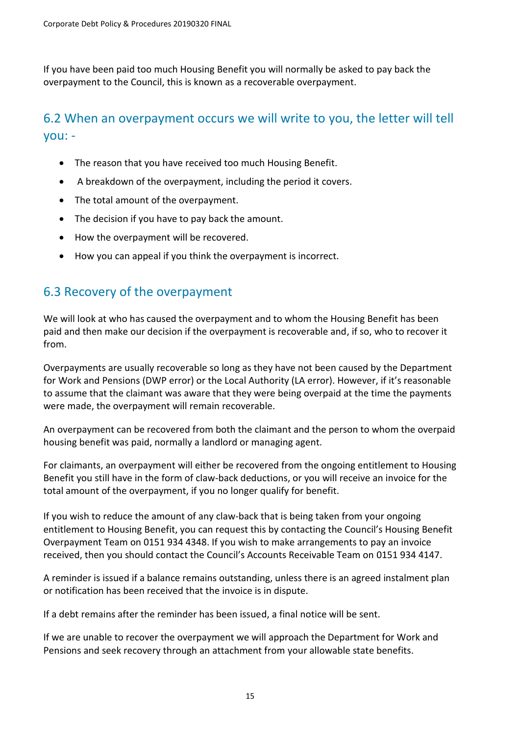If you have been paid too much Housing Benefit you will normally be asked to pay back the overpayment to the Council, this is known as a recoverable overpayment.

## 6.2 When an overpayment occurs we will write to you, the letter will tell you: -

- The reason that you have received too much Housing Benefit.
- A breakdown of the overpayment, including the period it covers.
- The total amount of the overpayment.
- The decision if you have to pay back the amount.
- How the overpayment will be recovered.
- How you can appeal if you think the overpayment is incorrect.

## 6.3 Recovery of the overpayment

We will look at who has caused the overpayment and to whom the Housing Benefit has been paid and then make our decision if the overpayment is recoverable and, if so, who to recover it from.

Overpayments are usually recoverable so long as they have not been caused by the Department for Work and Pensions (DWP error) or the Local Authority (LA error). However, if it's reasonable to assume that the claimant was aware that they were being overpaid at the time the payments were made, the overpayment will remain recoverable.

An overpayment can be recovered from both the claimant and the person to whom the overpaid housing benefit was paid, normally a landlord or managing agent.

For claimants, an overpayment will either be recovered from the ongoing entitlement to Housing Benefit you still have in the form of claw-back deductions, or you will receive an invoice for the total amount of the overpayment, if you no longer qualify for benefit.

If you wish to reduce the amount of any claw-back that is being taken from your ongoing entitlement to Housing Benefit, you can request this by contacting the Council's Housing Benefit Overpayment Team on 0151 934 4348. If you wish to make arrangements to pay an invoice received, then you should contact the Council's Accounts Receivable Team on 0151 934 4147.

A reminder is issued if a balance remains outstanding, unless there is an agreed instalment plan or notification has been received that the invoice is in dispute.

If a debt remains after the reminder has been issued, a final notice will be sent.

If we are unable to recover the overpayment we will approach the Department for Work and Pensions and seek recovery through an attachment from your allowable state benefits.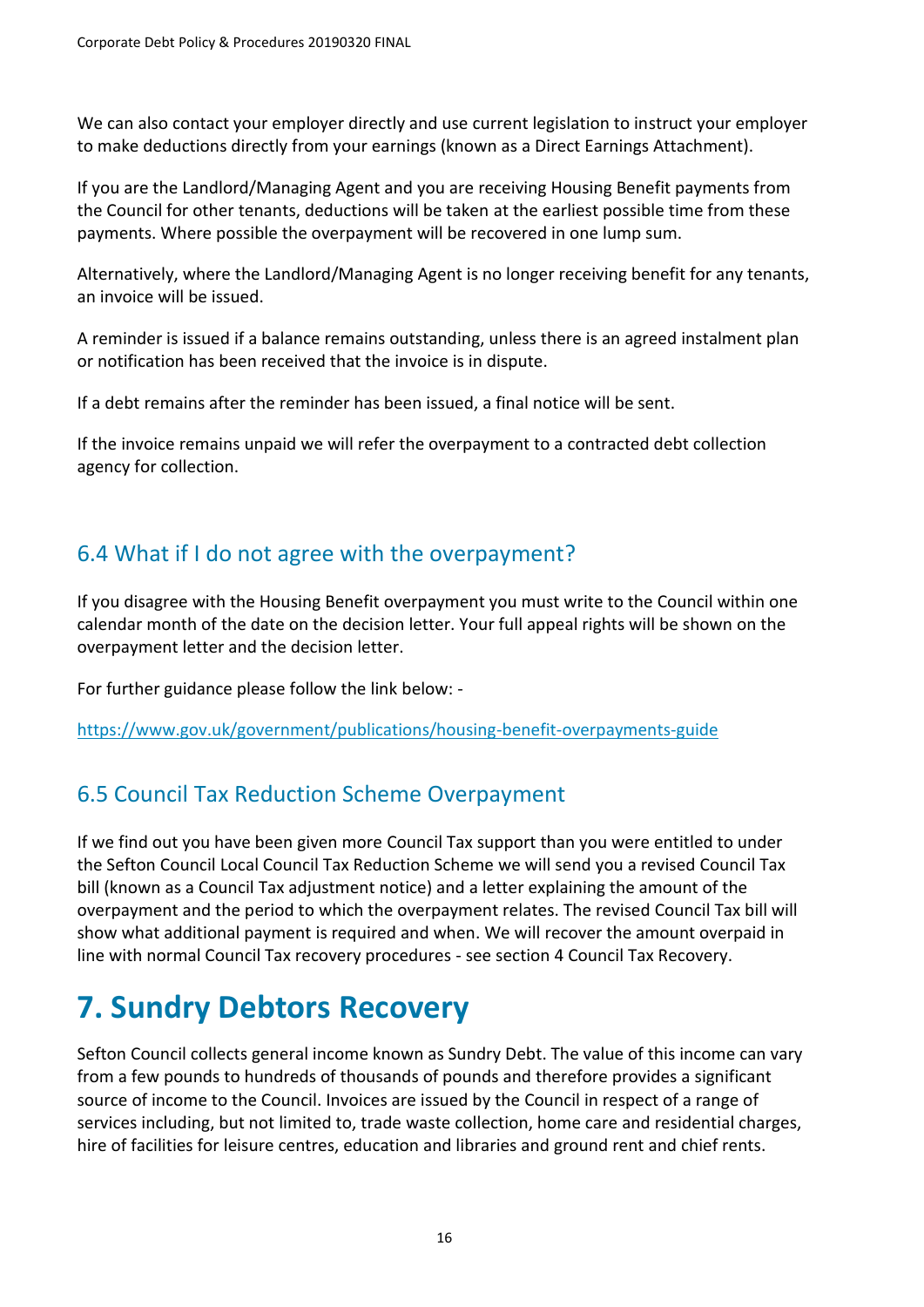We can also contact your employer directly and use current legislation to instruct your employer to make deductions directly from your earnings (known as a Direct Earnings Attachment).

If you are the Landlord/Managing Agent and you are receiving Housing Benefit payments from the Council for other tenants, deductions will be taken at the earliest possible time from these payments. Where possible the overpayment will be recovered in one lump sum.

Alternatively, where the Landlord/Managing Agent is no longer receiving benefit for any tenants, an invoice will be issued.

A reminder is issued if a balance remains outstanding, unless there is an agreed instalment plan or notification has been received that the invoice is in dispute.

If a debt remains after the reminder has been issued, a final notice will be sent.

If the invoice remains unpaid we will refer the overpayment to a contracted debt collection agency for collection.

## 6.4 What if I do not agree with the overpayment?

If you disagree with the Housing Benefit overpayment you must write to the Council within one calendar month of the date on the decision letter. Your full appeal rights will be shown on the overpayment letter and the decision letter.

For further guidance please follow the link below: -

https://www.gov.uk/government/publications/housing-benefit-overpayments-guide

## 6.5 Council Tax Reduction Scheme Overpayment

If we find out you have been given more Council Tax support than you were entitled to under the Sefton Council Local Council Tax Reduction Scheme we will send you a revised Council Tax bill (known as a Council Tax adjustment notice) and a letter explaining the amount of the overpayment and the period to which the overpayment relates. The revised Council Tax bill will show what additional payment is required and when. We will recover the amount overpaid in line with normal Council Tax recovery procedures - see section 4 Council Tax Recovery.

# 7. Sundry Debtors Recovery

Sefton Council collects general income known as Sundry Debt. The value of this income can vary from a few pounds to hundreds of thousands of pounds and therefore provides a significant source of income to the Council. Invoices are issued by the Council in respect of a range of services including, but not limited to, trade waste collection, home care and residential charges, hire of facilities for leisure centres, education and libraries and ground rent and chief rents.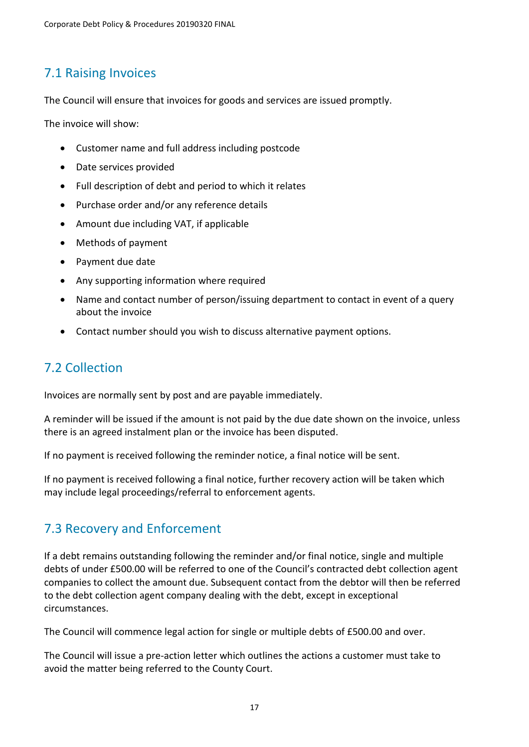## 7.1 Raising Invoices

The Council will ensure that invoices for goods and services are issued promptly.

The invoice will show:

- Customer name and full address including postcode
- Date services provided
- Full description of debt and period to which it relates
- Purchase order and/or any reference details
- Amount due including VAT, if applicable
- Methods of payment
- Payment due date
- Any supporting information where required
- Name and contact number of person/issuing department to contact in event of a query about the invoice
- Contact number should you wish to discuss alternative payment options.

## 7.2 Collection

Invoices are normally sent by post and are payable immediately.

A reminder will be issued if the amount is not paid by the due date shown on the invoice, unless there is an agreed instalment plan or the invoice has been disputed.

If no payment is received following the reminder notice, a final notice will be sent.

If no payment is received following a final notice, further recovery action will be taken which may include legal proceedings/referral to enforcement agents.

## 7.3 Recovery and Enforcement

If a debt remains outstanding following the reminder and/or final notice, single and multiple debts of under £500.00 will be referred to one of the Council's contracted debt collection agent companies to collect the amount due. Subsequent contact from the debtor will then be referred to the debt collection agent company dealing with the debt, except in exceptional circumstances.

The Council will commence legal action for single or multiple debts of £500.00 and over.

The Council will issue a pre-action letter which outlines the actions a customer must take to avoid the matter being referred to the County Court.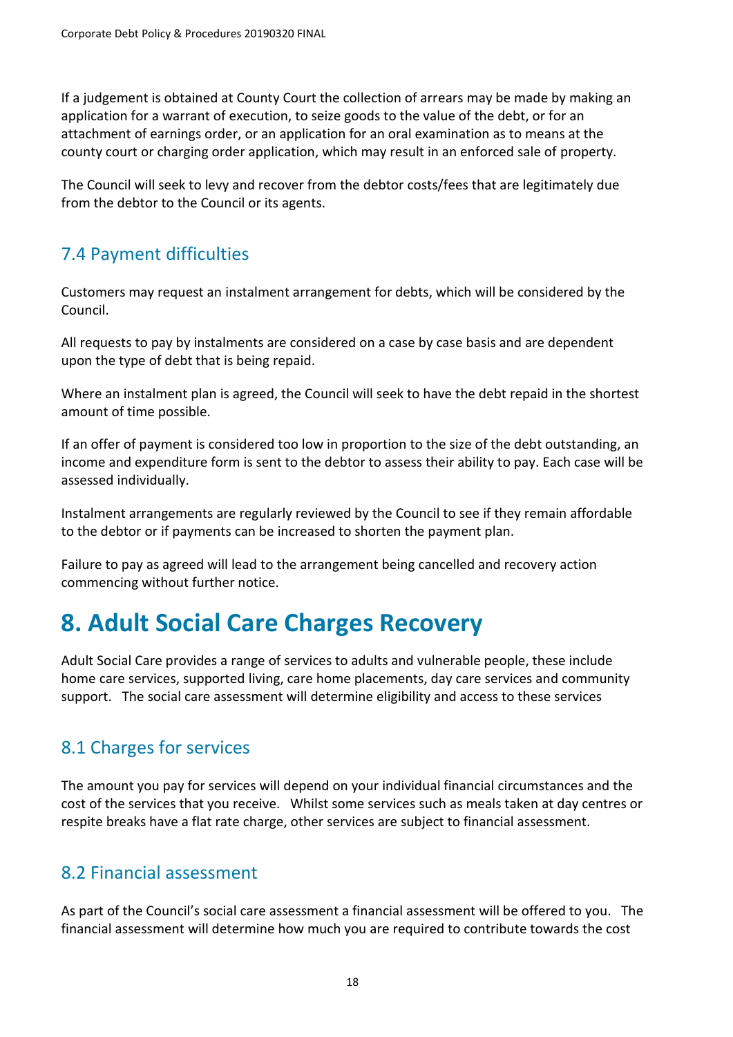If a judgement is obtained at County Court the collection of arrears may be made by making an application for a warrant of execution, to seize goods to the value of the debt, or for an attachment of earnings order, or an application for an oral examination as to means at the county court or charging order application, which may result in an enforced sale of property.

The Council will seek to levy and recover from the debtor costs/fees that are legitimately due from the debtor to the Council or its agents.

## 7.4 Payment difficulties

Customers may request an instalment arrangement for debts, which will be considered by the Council.

All requests to pay by instalments are considered on a case by case basis and are dependent upon the type of debt that is being repaid.

Where an instalment plan is agreed, the Council will seek to have the debt repaid in the shortest amount of time possible.

If an offer of payment is considered too low in proportion to the size of the debt outstanding, an income and expenditure form is sent to the debtor to assess their ability to pay. Each case will be assessed individually.

Instalment arrangements are regularly reviewed by the Council to see if they remain affordable to the debtor or if payments can be increased to shorten the payment plan.

Failure to pay as agreed will lead to the arrangement being cancelled and recovery action commencing without further notice.

# 8. Adult Social Care Charges Recovery

Adult Social Care provides a range of services to adults and vulnerable people, these include home care services, supported living, care home placements, day care services and community support. The social care assessment will determine eligibility and access to these services

## 8.1 Charges for services

The amount you pay for services will depend on your individual financial circumstances and the cost of the services that you receive. Whilst some services such as meals taken at day centres or respite breaks have a flat rate charge, other services are subject to financial assessment.

## 8.2 Financial assessment

As part of the Council's social care assessment a financial assessment will be offered to you. The financial assessment will determine how much you are required to contribute towards the cost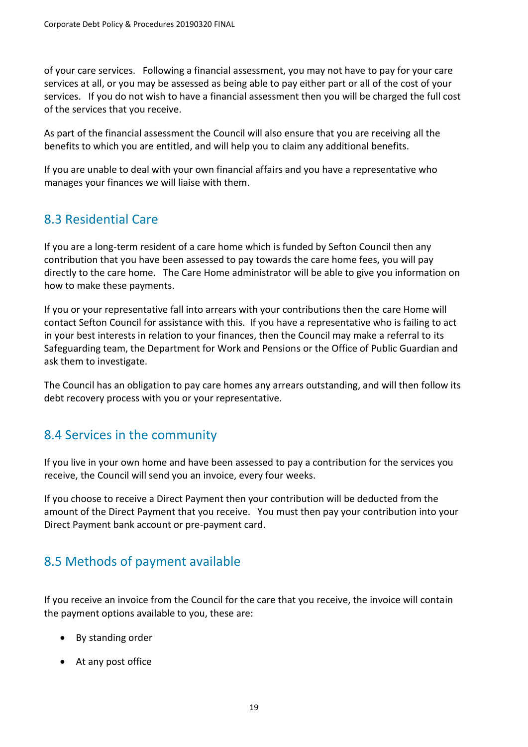of your care services. Following a financial assessment, you may not have to pay for your care services at all, or you may be assessed as being able to pay either part or all of the cost of your services. If you do not wish to have a financial assessment then you will be charged the full cost of the services that you receive.

As part of the financial assessment the Council will also ensure that you are receiving all the benefits to which you are entitled, and will help you to claim any additional benefits.

If you are unable to deal with your own financial affairs and you have a representative who manages your finances we will liaise with them.

## 8.3 Residential Care

If you are a long-term resident of a care home which is funded by Sefton Council then any contribution that you have been assessed to pay towards the care home fees, you will pay directly to the care home. The Care Home administrator will be able to give you information on how to make these payments.

If you or your representative fall into arrears with your contributions then the care Home will contact Sefton Council for assistance with this. If you have a representative who is failing to act in your best interests in relation to your finances, then the Council may make a referral to its Safeguarding team, the Department for Work and Pensions or the Office of Public Guardian and ask them to investigate.

The Council has an obligation to pay care homes any arrears outstanding, and will then follow its debt recovery process with you or your representative.

## 8.4 Services in the community

If you live in your own home and have been assessed to pay a contribution for the services you receive, the Council will send you an invoice, every four weeks.

If you choose to receive a Direct Payment then your contribution will be deducted from the amount of the Direct Payment that you receive. You must then pay your contribution into your Direct Payment bank account or pre-payment card.

## 8.5 Methods of payment available

If you receive an invoice from the Council for the care that you receive, the invoice will contain the payment options available to you, these are:

- By standing order
- At any post office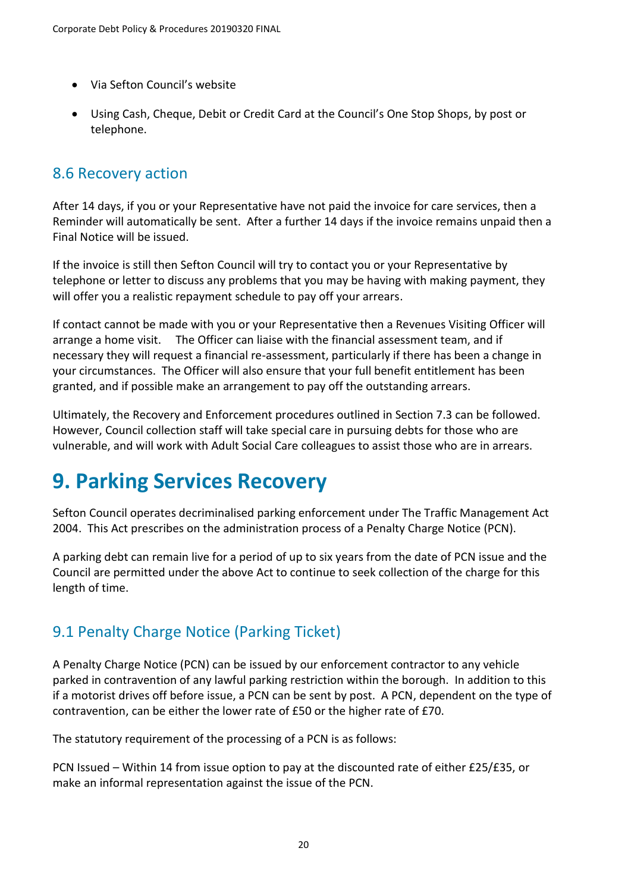- Via Sefton Council's website
- Using Cash, Cheque, Debit or Credit Card at the Council's One Stop Shops, by post or telephone.

## 8.6 Recovery action

After 14 days, if you or your Representative have not paid the invoice for care services, then a Reminder will automatically be sent. After a further 14 days if the invoice remains unpaid then a Final Notice will be issued.

If the invoice is still then Sefton Council will try to contact you or your Representative by telephone or letter to discuss any problems that you may be having with making payment, they will offer you a realistic repayment schedule to pay off your arrears.

If contact cannot be made with you or your Representative then a Revenues Visiting Officer will arrange a home visit. The Officer can liaise with the financial assessment team, and if necessary they will request a financial re-assessment, particularly if there has been a change in your circumstances. The Officer will also ensure that your full benefit entitlement has been granted, and if possible make an arrangement to pay off the outstanding arrears.

Ultimately, the Recovery and Enforcement procedures outlined in Section 7.3 can be followed. However, Council collection staff will take special care in pursuing debts for those who are vulnerable, and will work with Adult Social Care colleagues to assist those who are in arrears.

# 9. Parking Services Recovery

Sefton Council operates decriminalised parking enforcement under The Traffic Management Act 2004. This Act prescribes on the administration process of a Penalty Charge Notice (PCN).

A parking debt can remain live for a period of up to six years from the date of PCN issue and the Council are permitted under the above Act to continue to seek collection of the charge for this length of time.

## 9.1 Penalty Charge Notice (Parking Ticket)

A Penalty Charge Notice (PCN) can be issued by our enforcement contractor to any vehicle parked in contravention of any lawful parking restriction within the borough. In addition to this if a motorist drives off before issue, a PCN can be sent by post. A PCN, dependent on the type of contravention, can be either the lower rate of £50 or the higher rate of £70.

The statutory requirement of the processing of a PCN is as follows:

PCN Issued – Within 14 from issue option to pay at the discounted rate of either £25/£35, or make an informal representation against the issue of the PCN.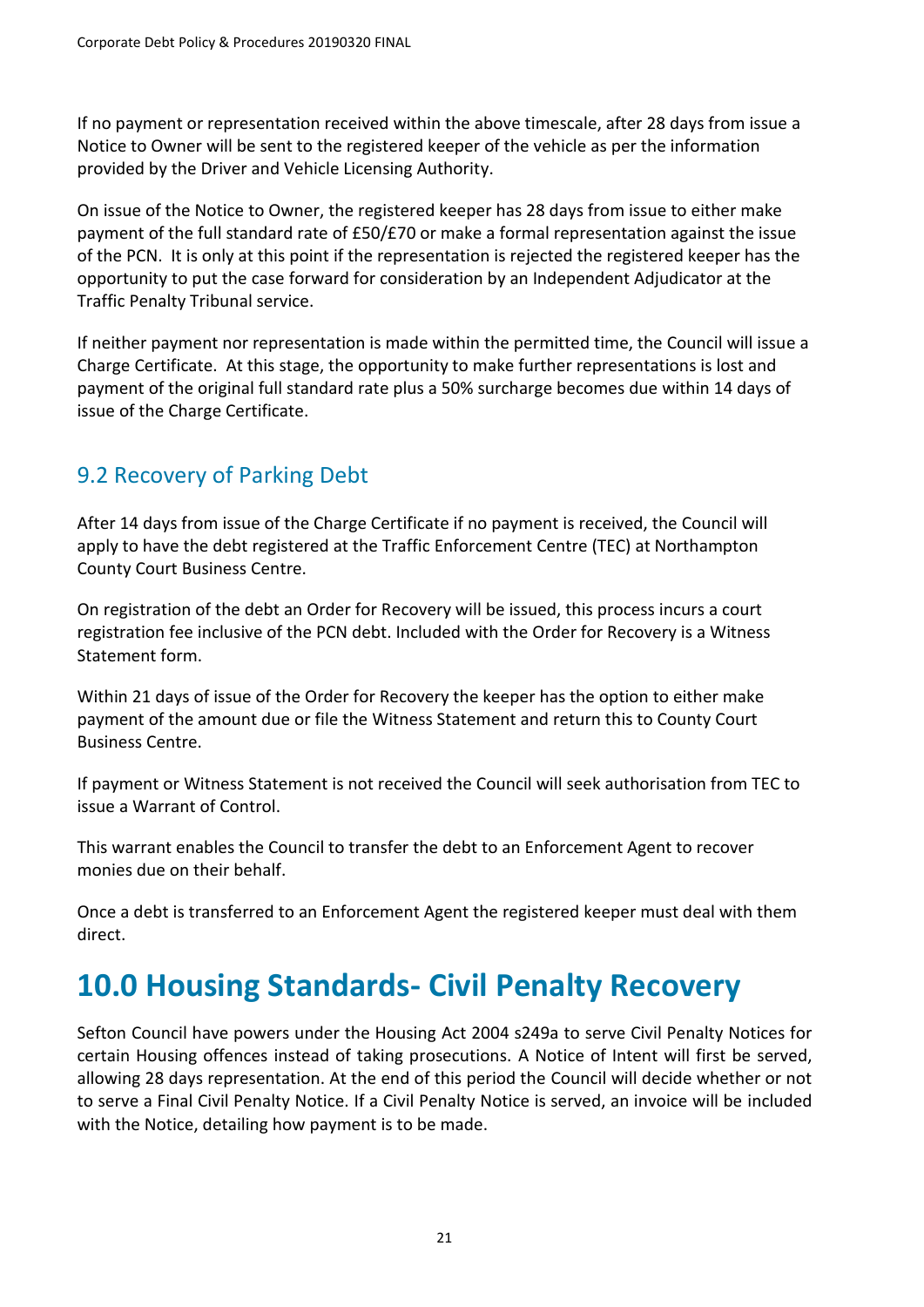If no payment or representation received within the above timescale, after 28 days from issue a Notice to Owner will be sent to the registered keeper of the vehicle as per the information provided by the Driver and Vehicle Licensing Authority.

On issue of the Notice to Owner, the registered keeper has 28 days from issue to either make payment of the full standard rate of £50/£70 or make a formal representation against the issue of the PCN. It is only at this point if the representation is rejected the registered keeper has the opportunity to put the case forward for consideration by an Independent Adjudicator at the Traffic Penalty Tribunal service.

If neither payment nor representation is made within the permitted time, the Council will issue a Charge Certificate. At this stage, the opportunity to make further representations is lost and payment of the original full standard rate plus a 50% surcharge becomes due within 14 days of issue of the Charge Certificate.

## 9.2 Recovery of Parking Debt

After 14 days from issue of the Charge Certificate if no payment is received, the Council will apply to have the debt registered at the Traffic Enforcement Centre (TEC) at Northampton County Court Business Centre.

On registration of the debt an Order for Recovery will be issued, this process incurs a court registration fee inclusive of the PCN debt. Included with the Order for Recovery is a Witness Statement form.

Within 21 days of issue of the Order for Recovery the keeper has the option to either make payment of the amount due or file the Witness Statement and return this to County Court Business Centre.

If payment or Witness Statement is not received the Council will seek authorisation from TEC to issue a Warrant of Control.

This warrant enables the Council to transfer the debt to an Enforcement Agent to recover monies due on their behalf.

Once a debt is transferred to an Enforcement Agent the registered keeper must deal with them direct.

# 10.0 Housing Standards- Civil Penalty Recovery

Sefton Council have powers under the Housing Act 2004 s249a to serve Civil Penalty Notices for certain Housing offences instead of taking prosecutions. A Notice of Intent will first be served, allowing 28 days representation. At the end of this period the Council will decide whether or not to serve a Final Civil Penalty Notice. If a Civil Penalty Notice is served, an invoice will be included with the Notice, detailing how payment is to be made.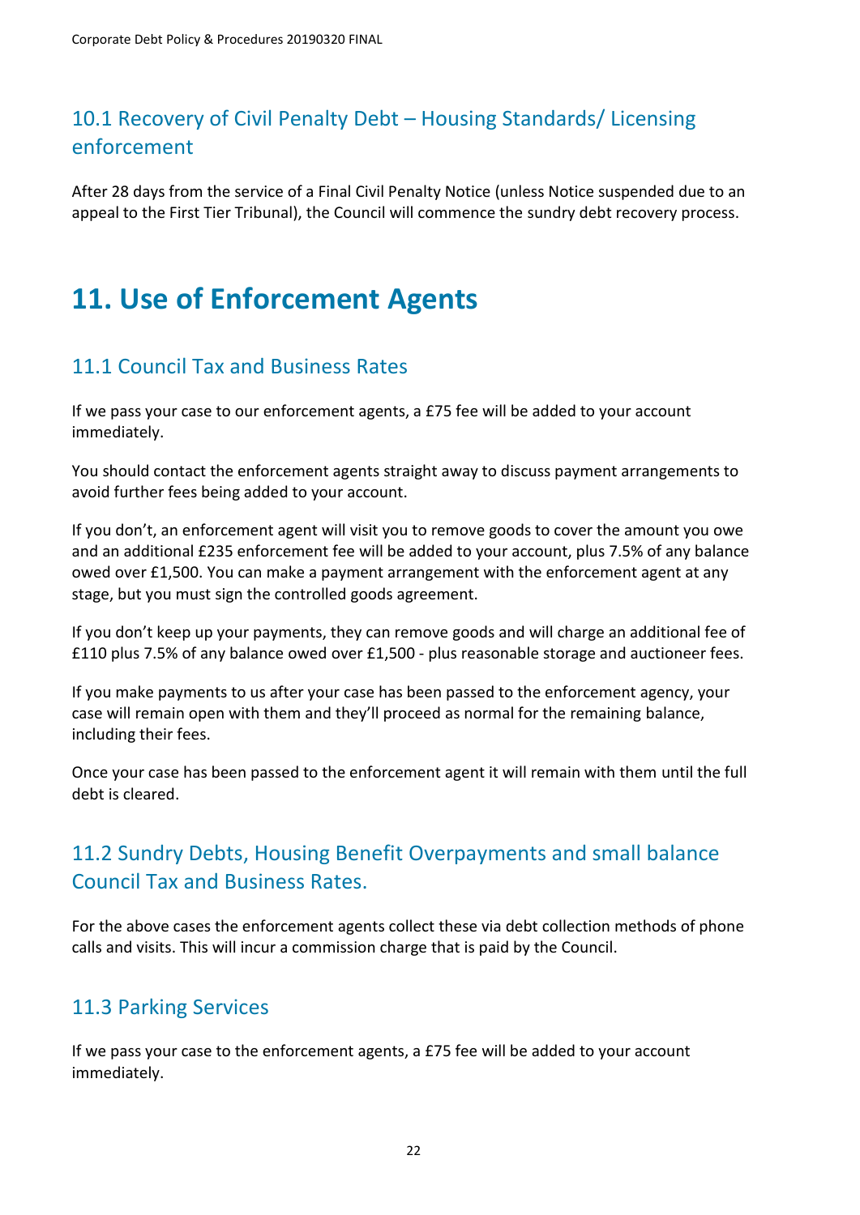## 10.1 Recovery of Civil Penalty Debt – Housing Standards/ Licensing enforcement

After 28 days from the service of a Final Civil Penalty Notice (unless Notice suspended due to an appeal to the First Tier Tribunal), the Council will commence the sundry debt recovery process.

# 11. Use of Enforcement Agents

## 11.1 Council Tax and Business Rates

If we pass your case to our enforcement agents, a £75 fee will be added to your account immediately.

You should contact the enforcement agents straight away to discuss payment arrangements to avoid further fees being added to your account.

If you don't, an enforcement agent will visit you to remove goods to cover the amount you owe and an additional £235 enforcement fee will be added to your account, plus 7.5% of any balance owed over £1,500. You can make a payment arrangement with the enforcement agent at any stage, but you must sign the controlled goods agreement.

If you don't keep up your payments, they can remove goods and will charge an additional fee of £110 plus 7.5% of any balance owed over £1,500 - plus reasonable storage and auctioneer fees.

If you make payments to us after your case has been passed to the enforcement agency, your case will remain open with them and they'll proceed as normal for the remaining balance, including their fees.

Once your case has been passed to the enforcement agent it will remain with them until the full debt is cleared.

## 11.2 Sundry Debts, Housing Benefit Overpayments and small balance Council Tax and Business Rates.

For the above cases the enforcement agents collect these via debt collection methods of phone calls and visits. This will incur a commission charge that is paid by the Council.

## 11.3 Parking Services

If we pass your case to the enforcement agents, a £75 fee will be added to your account immediately.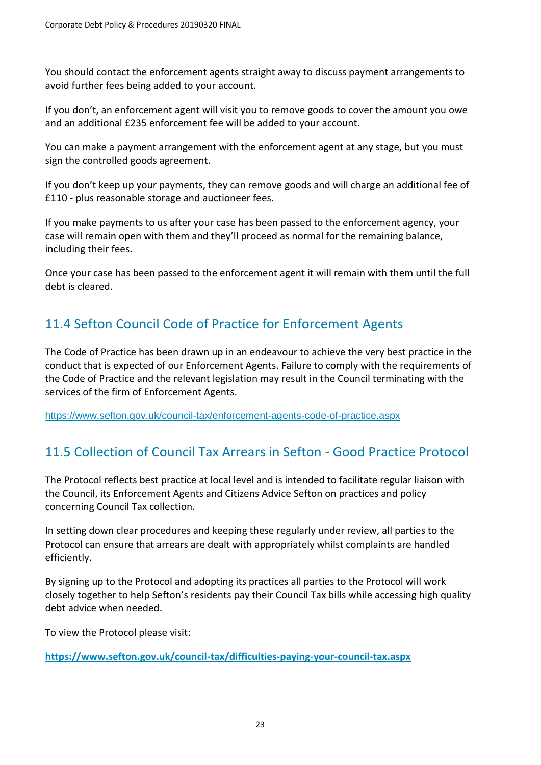You should contact the enforcement agents straight away to discuss payment arrangements to avoid further fees being added to your account.

If you don't, an enforcement agent will visit you to remove goods to cover the amount you owe and an additional £235 enforcement fee will be added to your account.

You can make a payment arrangement with the enforcement agent at any stage, but you must sign the controlled goods agreement.

If you don't keep up your payments, they can remove goods and will charge an additional fee of £110 - plus reasonable storage and auctioneer fees.

If you make payments to us after your case has been passed to the enforcement agency, your case will remain open with them and they'll proceed as normal for the remaining balance, including their fees.

Once your case has been passed to the enforcement agent it will remain with them until the full debt is cleared.

## 11.4 Sefton Council Code of Practice for Enforcement Agents

The Code of Practice has been drawn up in an endeavour to achieve the very best practice in the conduct that is expected of our Enforcement Agents. Failure to comply with the requirements of the Code of Practice and the relevant legislation may result in the Council terminating with the services of the firm of Enforcement Agents.

https://www.sefton.gov.uk/council-tax/enforcement-agents-code-of-practice.aspx

## 11.5 Collection of Council Tax Arrears in Sefton - Good Practice Protocol

The Protocol reflects best practice at local level and is intended to facilitate regular liaison with the Council, its Enforcement Agents and Citizens Advice Sefton on practices and policy concerning Council Tax collection.

In setting down clear procedures and keeping these regularly under review, all parties to the Protocol can ensure that arrears are dealt with appropriately whilst complaints are handled efficiently.

By signing up to the Protocol and adopting its practices all parties to the Protocol will work closely together to help Sefton's residents pay their Council Tax bills while accessing high quality debt advice when needed.

To view the Protocol please visit:

**https://www.sefton.gov.uk/council-tax/difficulties-paying-your-council-tax.aspx**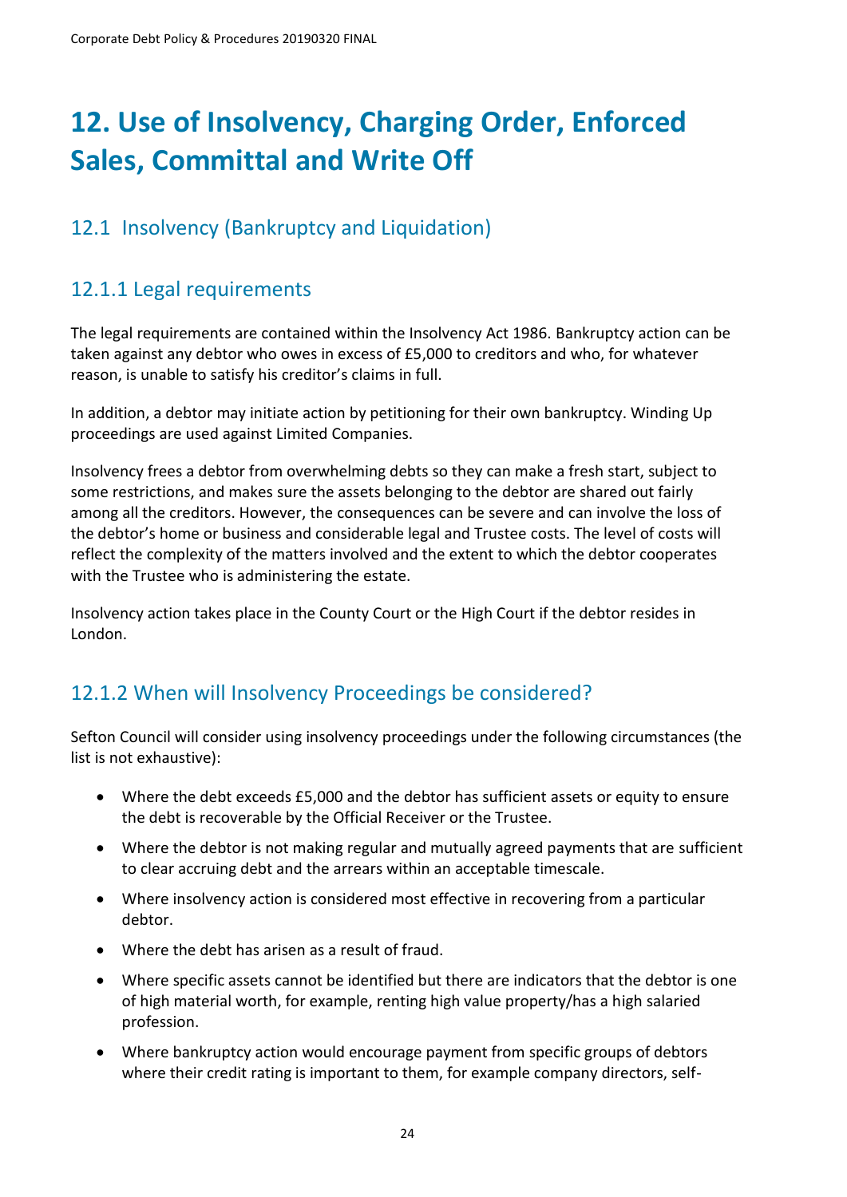# 12. Use of Insolvency, Charging Order, Enforced Sales, Committal and Write Off

## 12.1 Insolvency (Bankruptcy and Liquidation)

### 12.1.1 Legal requirements

The legal requirements are contained within the Insolvency Act 1986. Bankruptcy action can be taken against any debtor who owes in excess of £5,000 to creditors and who, for whatever reason, is unable to satisfy his creditor's claims in full.

In addition, a debtor may initiate action by petitioning for their own bankruptcy. Winding Up proceedings are used against Limited Companies.

Insolvency frees a debtor from overwhelming debts so they can make a fresh start, subject to some restrictions, and makes sure the assets belonging to the debtor are shared out fairly among all the creditors. However, the consequences can be severe and can involve the loss of the debtor's home or business and considerable legal and Trustee costs. The level of costs will reflect the complexity of the matters involved and the extent to which the debtor cooperates with the Trustee who is administering the estate.

Insolvency action takes place in the County Court or the High Court if the debtor resides in London.

### 12.1.2 When will Insolvency Proceedings be considered?

Sefton Council will consider using insolvency proceedings under the following circumstances (the list is not exhaustive):

- Where the debt exceeds £5,000 and the debtor has sufficient assets or equity to ensure the debt is recoverable by the Official Receiver or the Trustee.
- Where the debtor is not making regular and mutually agreed payments that are sufficient to clear accruing debt and the arrears within an acceptable timescale.
- Where insolvency action is considered most effective in recovering from a particular debtor.
- Where the debt has arisen as a result of fraud.
- Where specific assets cannot be identified but there are indicators that the debtor is one of high material worth, for example, renting high value property/has a high salaried profession.
- Where bankruptcy action would encourage payment from specific groups of debtors where their credit rating is important to them, for example company directors, self-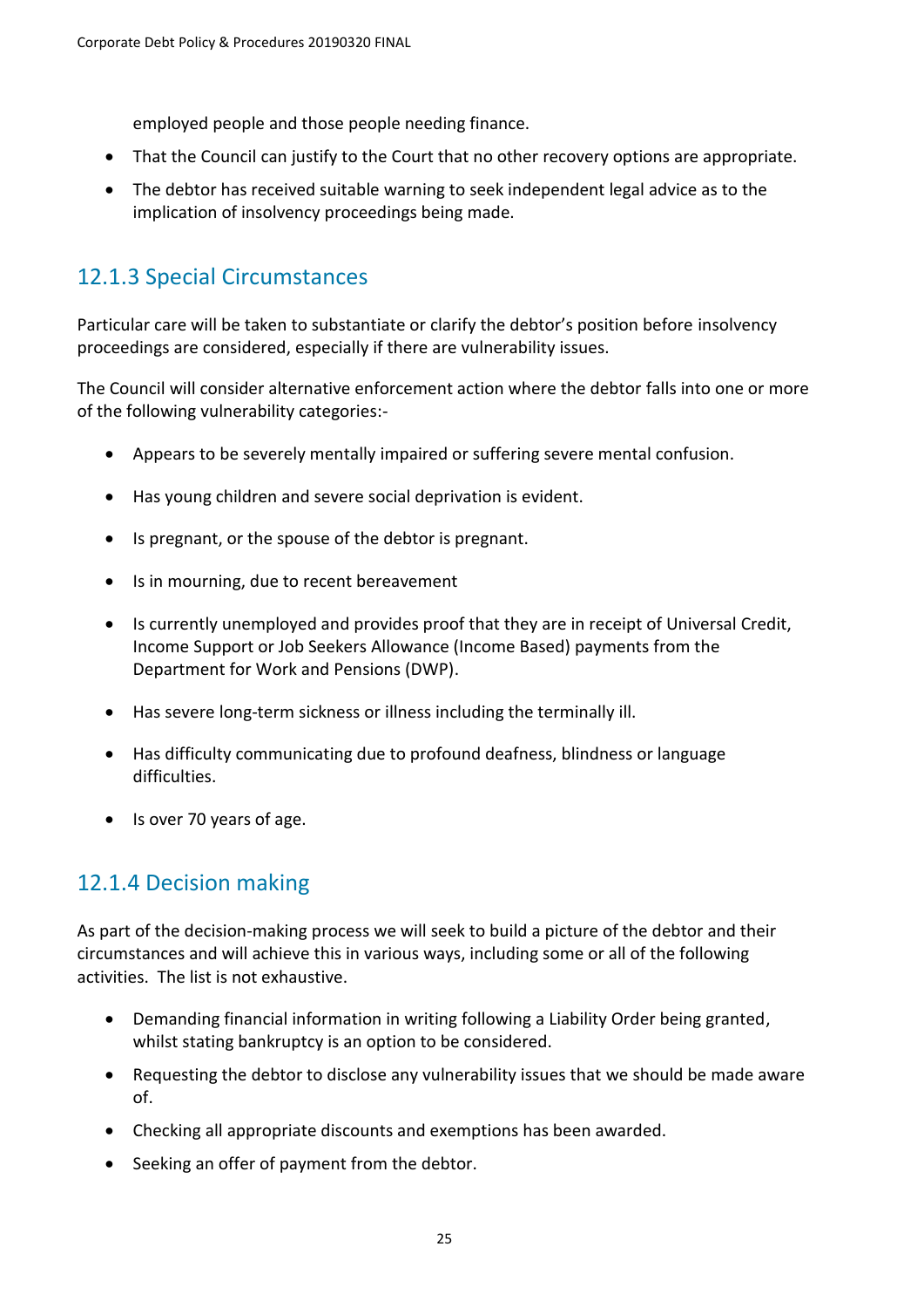employed people and those people needing finance.

- That the Council can justify to the Court that no other recovery options are appropriate.
- The debtor has received suitable warning to seek independent legal advice as to the implication of insolvency proceedings being made.

## 12.1.3 Special Circumstances

Particular care will be taken to substantiate or clarify the debtor's position before insolvency proceedings are considered, especially if there are vulnerability issues.

The Council will consider alternative enforcement action where the debtor falls into one or more of the following vulnerability categories:-

- Appears to be severely mentally impaired or suffering severe mental confusion.
- Has young children and severe social deprivation is evident.
- Is pregnant, or the spouse of the debtor is pregnant.
- Is in mourning, due to recent bereavement
- Is currently unemployed and provides proof that they are in receipt of Universal Credit, Income Support or Job Seekers Allowance (Income Based) payments from the Department for Work and Pensions (DWP).
- Has severe long-term sickness or illness including the terminally ill.
- Has difficulty communicating due to profound deafness, blindness or language difficulties.
- Is over 70 years of age.

## 12.1.4 Decision making

As part of the decision-making process we will seek to build a picture of the debtor and their circumstances and will achieve this in various ways, including some or all of the following activities. The list is not exhaustive.

- Demanding financial information in writing following a Liability Order being granted, whilst stating bankruptcy is an option to be considered.
- Requesting the debtor to disclose any vulnerability issues that we should be made aware of.
- Checking all appropriate discounts and exemptions has been awarded.
- Seeking an offer of payment from the debtor.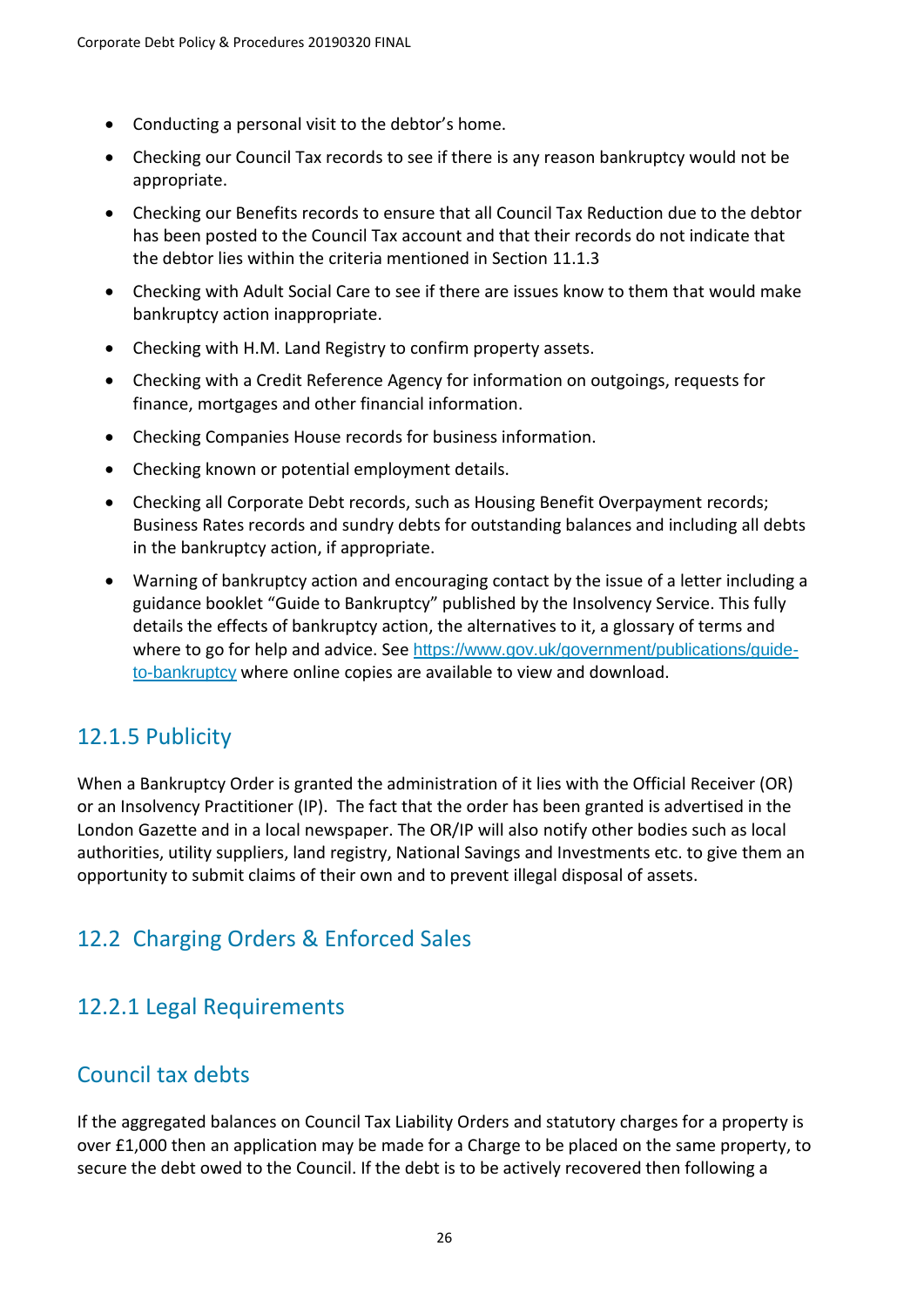- Conducting a personal visit to the debtor's home.
- Checking our Council Tax records to see if there is any reason bankruptcy would not be appropriate.
- Checking our Benefits records to ensure that all Council Tax Reduction due to the debtor has been posted to the Council Tax account and that their records do not indicate that the debtor lies within the criteria mentioned in Section 11.1.3
- Checking with Adult Social Care to see if there are issues know to them that would make bankruptcy action inappropriate.
- Checking with H.M. Land Registry to confirm property assets.
- Checking with a Credit Reference Agency for information on outgoings, requests for finance, mortgages and other financial information.
- Checking Companies House records for business information.
- Checking known or potential employment details.
- Checking all Corporate Debt records, such as Housing Benefit Overpayment records; Business Rates records and sundry debts for outstanding balances and including all debts in the bankruptcy action, if appropriate.
- Warning of bankruptcy action and encouraging contact by the issue of a letter including a guidance booklet "Guide to Bankruptcy" published by the Insolvency Service. This fully details the effects of bankruptcy action, the alternatives to it, a glossary of terms and where to go for help and advice. See https://www.gov.uk/government/publications/guide-to-bankruptcy where online copies are available to view and download.

### 12.1.5 Publicity

When a Bankruptcy Order is granted the administration of it lies with the Official Receiver (OR) or an Insolvency Practitioner (IP). The fact that the order has been granted is advertised in the London Gazette and in a local newspaper. The OR/IP will also notify other bodies such as local authorities, utility suppliers, land registry, National Savings and Investments etc. to give them an opportunity to submit claims of their own and to prevent illegal disposal of assets.

## 12.2 Charging Orders & Enforced Sales

### 12.2.1 Legal Requirements

### Council tax debts

If the aggregated balances on Council Tax Liability Orders and statutory charges for a property is over £1,000 then an application may be made for a Charge to be placed on the same property, to secure the debt owed to the Council. If the debt is to be actively recovered then following a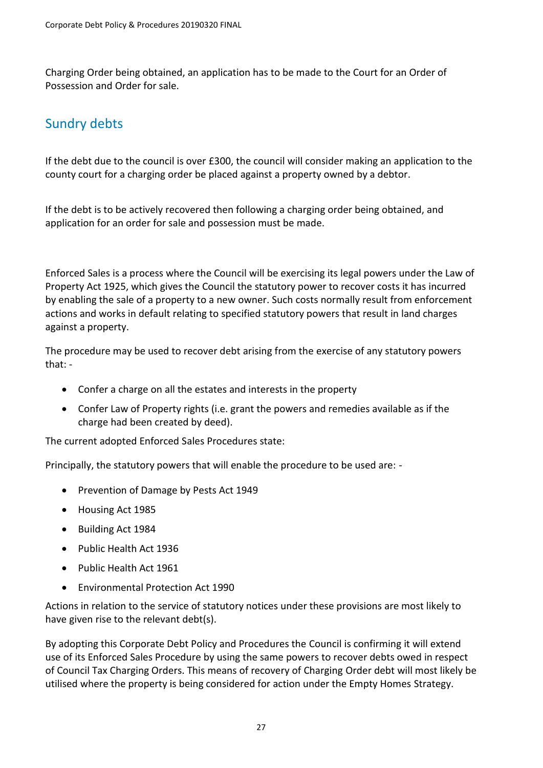Charging Order being obtained, an application has to be made to the Court for an Order of Possession and Order for sale.

## Sundry debts

If the debt due to the council is over £300, the council will consider making an application to the county court for a charging order be placed against a property owned by a debtor.

If the debt is to be actively recovered then following a charging order being obtained, and application for an order for sale and possession must be made.

Enforced Sales is a process where the Council will be exercising its legal powers under the Law of Property Act 1925, which gives the Council the statutory power to recover costs it has incurred by enabling the sale of a property to a new owner. Such costs normally result from enforcement actions and works in default relating to specified statutory powers that result in land charges against a property.

The procedure may be used to recover debt arising from the exercise of any statutory powers that: -

- Confer a charge on all the estates and interests in the property
- Confer Law of Property rights (i.e. grant the powers and remedies available as if the charge had been created by deed).

The current adopted Enforced Sales Procedures state:

Principally, the statutory powers that will enable the procedure to be used are: -

- Prevention of Damage by Pests Act 1949
- Housing Act 1985
- Building Act 1984
- Public Health Act 1936
- Public Health Act 1961
- Environmental Protection Act 1990

Actions in relation to the service of statutory notices under these provisions are most likely to have given rise to the relevant debt(s).

By adopting this Corporate Debt Policy and Procedures the Council is confirming it will extend use of its Enforced Sales Procedure by using the same powers to recover debts owed in respect of Council Tax Charging Orders. This means of recovery of Charging Order debt will most likely be utilised where the property is being considered for action under the Empty Homes Strategy.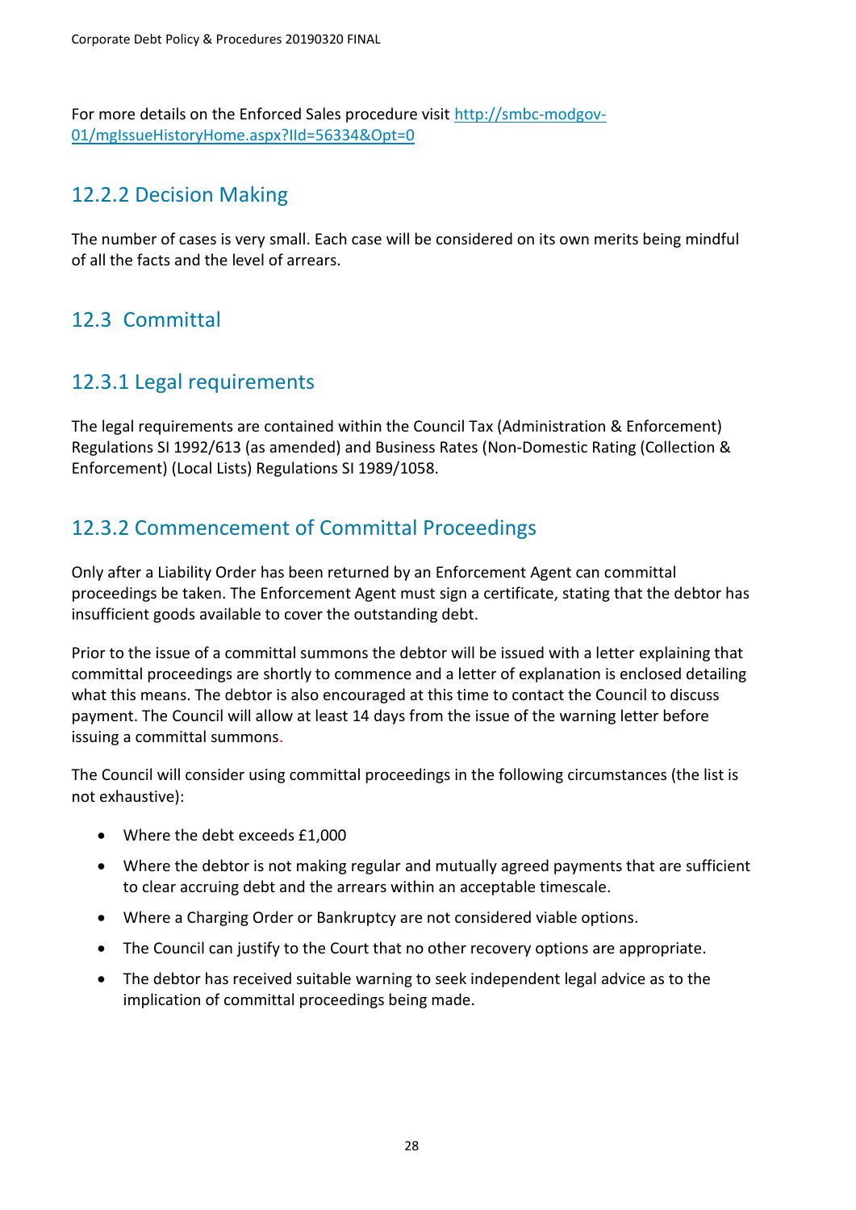For more details on the Enforced Sales procedure visit http://smbc-modgov-01/mgIssueHistoryHome.aspx?IId=56334&Opt=0

### 12.2.2 Decision Making

The number of cases is very small. Each case will be considered on its own merits being mindful of all the facts and the level of arrears.

## 12.3 Committal

### 12.3.1 Legal requirements

The legal requirements are contained within the Council Tax (Administration & Enforcement) Regulations SI 1992/613 (as amended) and Business Rates (Non-Domestic Rating (Collection & Enforcement) (Local Lists) Regulations SI 1989/1058.

### 12.3.2 Commencement of Committal Proceedings

Only after a Liability Order has been returned by an Enforcement Agent can committal proceedings be taken. The Enforcement Agent must sign a certificate, stating that the debtor has insufficient goods available to cover the outstanding debt.

Prior to the issue of a committal summons the debtor will be issued with a letter explaining that committal proceedings are shortly to commence and a letter of explanation is enclosed detailing what this means. The debtor is also encouraged at this time to contact the Council to discuss payment. The Council will allow at least 14 days from the issue of the warning letter before issuing a committal summons.

The Council will consider using committal proceedings in the following circumstances (the list is not exhaustive):

- Where the debt exceeds £1,000
- Where the debtor is not making regular and mutually agreed payments that are sufficient to clear accruing debt and the arrears within an acceptable timescale.
- Where a Charging Order or Bankruptcy are not considered viable options.
- The Council can justify to the Court that no other recovery options are appropriate.
- The debtor has received suitable warning to seek independent legal advice as to the implication of committal proceedings being made.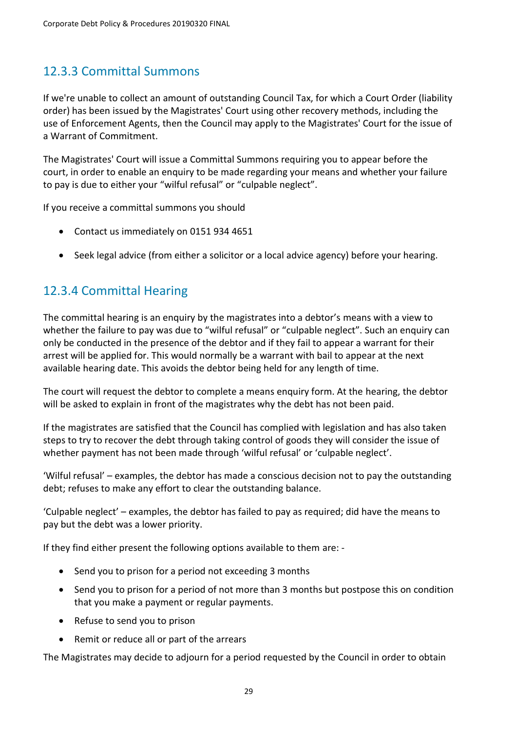## 12.3.3 Committal Summons

If we're unable to collect an amount of outstanding Council Tax, for which a Court Order (liability order) has been issued by the Magistrates' Court using other recovery methods, including the use of Enforcement Agents, then the Council may apply to the Magistrates' Court for the issue of a Warrant of Commitment.

The Magistrates' Court will issue a Committal Summons requiring you to appear before the court, in order to enable an enquiry to be made regarding your means and whether your failure to pay is due to either your "wilful refusal" or "culpable neglect".

If you receive a committal summons you should

- Contact us immediately on 0151 934 4651
- Seek legal advice (from either a solicitor or a local advice agency) before your hearing.

## 12.3.4 Committal Hearing

The committal hearing is an enquiry by the magistrates into a debtor's means with a view to whether the failure to pay was due to "wilful refusal" or "culpable neglect". Such an enquiry can only be conducted in the presence of the debtor and if they fail to appear a warrant for their arrest will be applied for. This would normally be a warrant with bail to appear at the next available hearing date. This avoids the debtor being held for any length of time.

The court will request the debtor to complete a means enquiry form. At the hearing, the debtor will be asked to explain in front of the magistrates why the debt has not been paid.

If the magistrates are satisfied that the Council has complied with legislation and has also taken steps to try to recover the debt through taking control of goods they will consider the issue of whether payment has not been made through 'wilful refusal' or 'culpable neglect'.

'Wilful refusal' – examples, the debtor has made a conscious decision not to pay the outstanding debt; refuses to make any effort to clear the outstanding balance.

'Culpable neglect' – examples, the debtor has failed to pay as required; did have the means to pay but the debt was a lower priority.

If they find either present the following options available to them are: -

- Send you to prison for a period not exceeding 3 months
- Send you to prison for a period of not more than 3 months but postpose this on condition that you make a payment or regular payments.
- Refuse to send you to prison
- Remit or reduce all or part of the arrears

The Magistrates may decide to adjourn for a period requested by the Council in order to obtain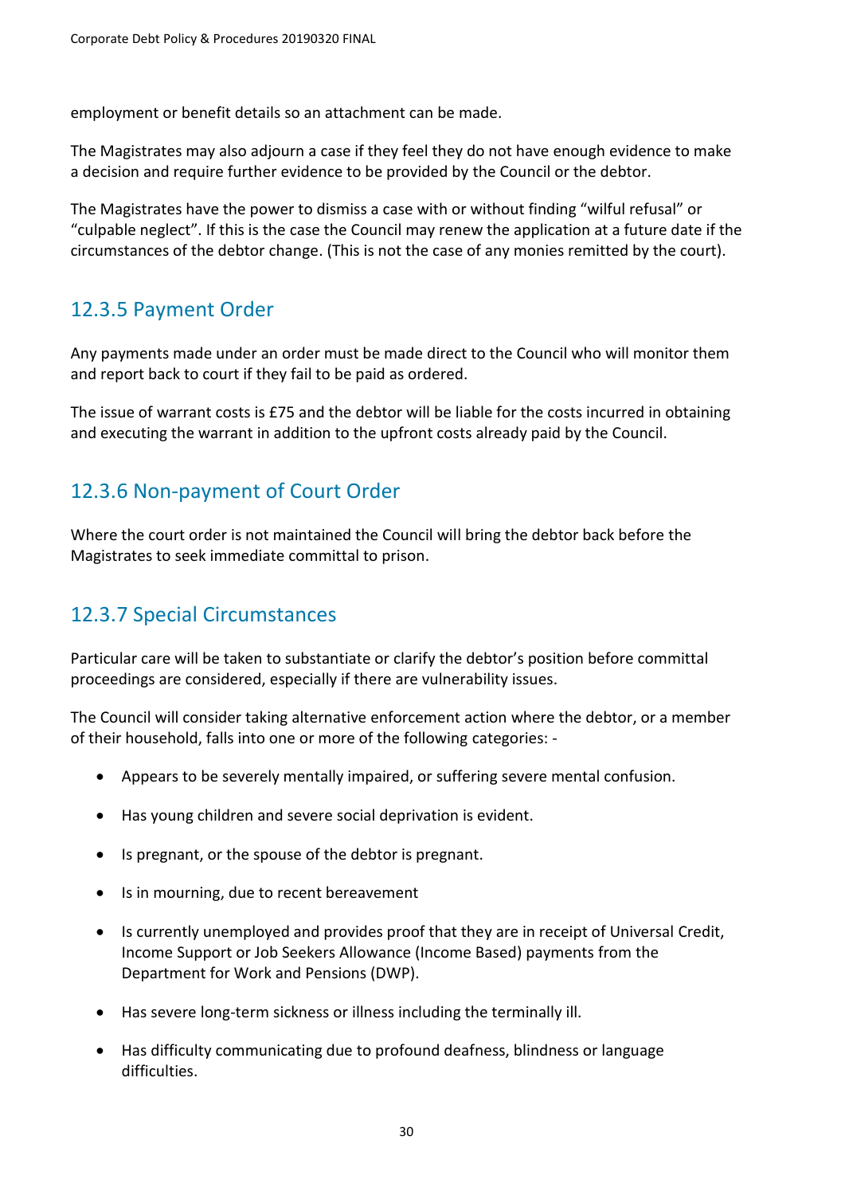employment or benefit details so an attachment can be made.

The Magistrates may also adjourn a case if they feel they do not have enough evidence to make a decision and require further evidence to be provided by the Council or the debtor.

The Magistrates have the power to dismiss a case with or without finding "wilful refusal" or "culpable neglect". If this is the case the Council may renew the application at a future date if the circumstances of the debtor change. (This is not the case of any monies remitted by the court).

### 12.3.5 Payment Order

Any payments made under an order must be made direct to the Council who will monitor them and report back to court if they fail to be paid as ordered.

The issue of warrant costs is £75 and the debtor will be liable for the costs incurred in obtaining and executing the warrant in addition to the upfront costs already paid by the Council.

### 12.3.6 Non-payment of Court Order

Where the court order is not maintained the Council will bring the debtor back before the Magistrates to seek immediate committal to prison.

### 12.3.7 Special Circumstances

Particular care will be taken to substantiate or clarify the debtor's position before committal proceedings are considered, especially if there are vulnerability issues.

The Council will consider taking alternative enforcement action where the debtor, or a member of their household, falls into one or more of the following categories: -

- Appears to be severely mentally impaired, or suffering severe mental confusion.
- Has young children and severe social deprivation is evident.
- Is pregnant, or the spouse of the debtor is pregnant.
- Is in mourning, due to recent bereavement
- Is currently unemployed and provides proof that they are in receipt of Universal Credit, Income Support or Job Seekers Allowance (Income Based) payments from the Department for Work and Pensions (DWP).
- Has severe long-term sickness or illness including the terminally ill.
- Has difficulty communicating due to profound deafness, blindness or language difficulties.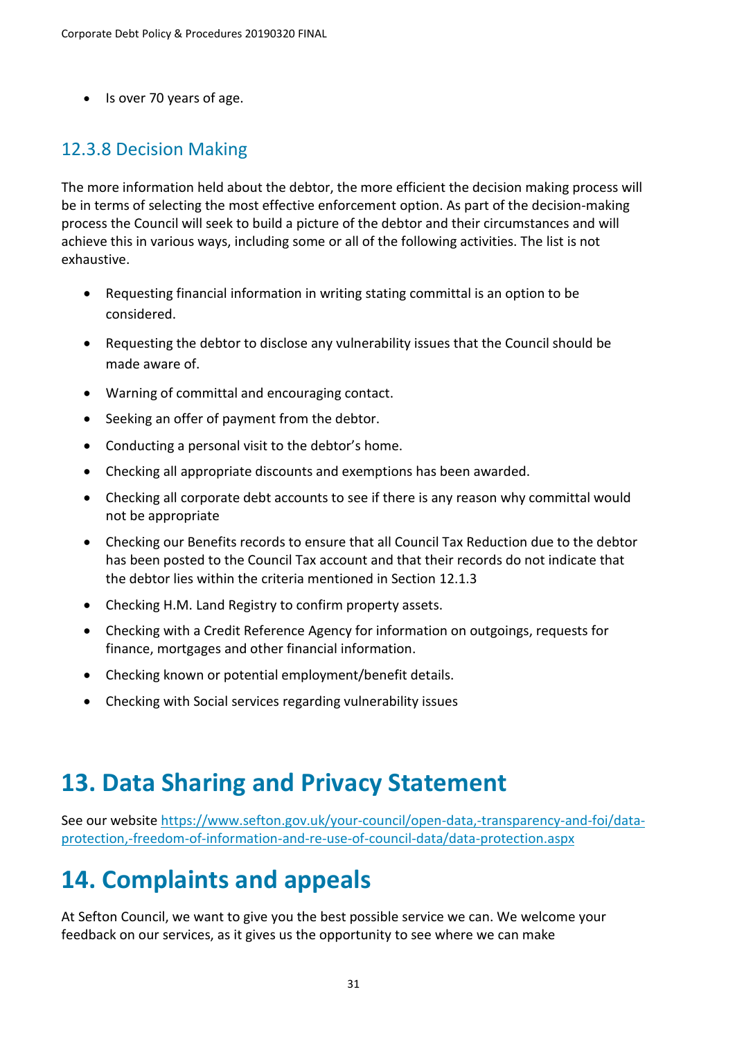- Is over 70 years of age.

### 12.3.8 Decision Making

The more information held about the debtor, the more efficient the decision making process will be in terms of selecting the most effective enforcement option. As part of the decision-making process the Council will seek to build a picture of the debtor and their circumstances and will achieve this in various ways, including some or all of the following activities. The list is not exhaustive.

- Requesting financial information in writing stating committal is an option to be considered.
- Requesting the debtor to disclose any vulnerability issues that the Council should be made aware of.
- Warning of committal and encouraging contact.
- Seeking an offer of payment from the debtor.
- Conducting a personal visit to the debtor's home.
- Checking all appropriate discounts and exemptions has been awarded.
- Checking all corporate debt accounts to see if there is any reason why committal would not be appropriate
- Checking our Benefits records to ensure that all Council Tax Reduction due to the debtor has been posted to the Council Tax account and that their records do not indicate that the debtor lies within the criteria mentioned in Section 12.1.3
- Checking H.M. Land Registry to confirm property assets.
- Checking with a Credit Reference Agency for information on outgoings, requests for finance, mortgages and other financial information.
- Checking known or potential employment/benefit details.
- Checking with Social services regarding vulnerability issues

# 13. Data Sharing and Privacy Statement

See our website [https://www.sefton.gov.uk/your-council/open-data,-transparency-and-foi/data-protection,-freedom-of-information-and-re-use-of-council-data/data-protection.aspx](https://www.sefton.gov.uk/your-council/open-data,-transparency-and-foi/data-protection,-freedom-of-information-and-re-use-of-council-data/data-protection.aspx)

# 14. Complaints and appeals

At Sefton Council, we want to give you the best possible service we can. We welcome your feedback on our services, as it gives us the opportunity to see where we can make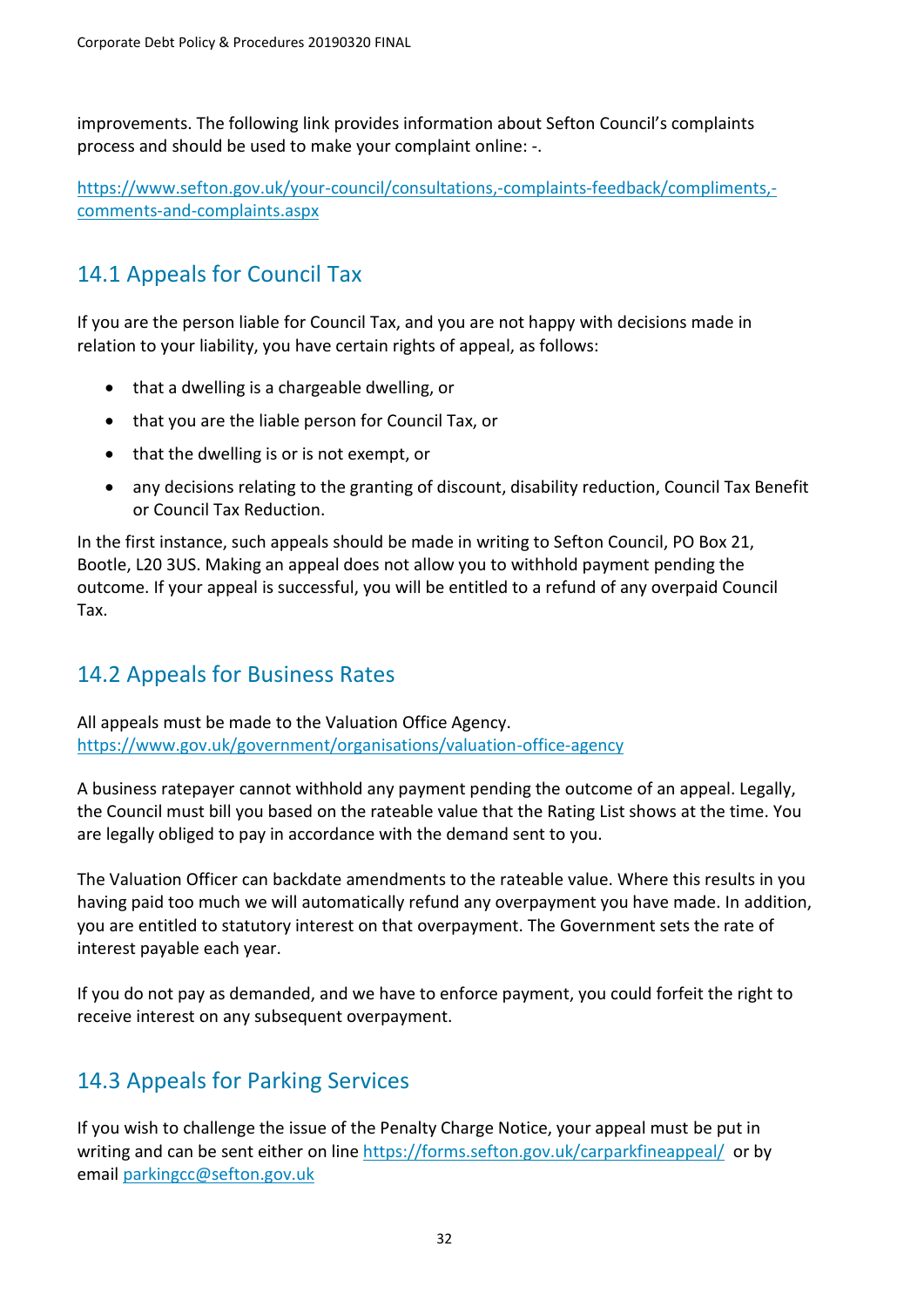improvements. The following link provides information about Sefton Council's complaints process and should be used to make your complaint online: -.

https://www.sefton.gov.uk/your-council/consultations,-complaints-feedback/compliments,-comments-and-complaints.aspx

## 14.1 Appeals for Council Tax

If you are the person liable for Council Tax, and you are not happy with decisions made in relation to your liability, you have certain rights of appeal, as follows:

- that a dwelling is a chargeable dwelling, or
- that you are the liable person for Council Tax, or
- that the dwelling is or is not exempt, or
- any decisions relating to the granting of discount, disability reduction, Council Tax Benefit or Council Tax Reduction.

In the first instance, such appeals should be made in writing to Sefton Council, PO Box 21, Bootle, L20 3US. Making an appeal does not allow you to withhold payment pending the outcome. If your appeal is successful, you will be entitled to a refund of any overpaid Council Tax.

## 14.2 Appeals for Business Rates

All appeals must be made to the Valuation Office Agency.
https://www.gov.uk/government/organisations/valuation-office-agency

A business ratepayer cannot withhold any payment pending the outcome of an appeal. Legally, the Council must bill you based on the rateable value that the Rating List shows at the time. You are legally obliged to pay in accordance with the demand sent to you.

The Valuation Officer can backdate amendments to the rateable value. Where this results in you having paid too much we will automatically refund any overpayment you have made. In addition, you are entitled to statutory interest on that overpayment. The Government sets the rate of interest payable each year.

If you do not pay as demanded, and we have to enforce payment, you could forfeit the right to receive interest on any subsequent overpayment.

## 14.3 Appeals for Parking Services

If you wish to challenge the issue of the Penalty Charge Notice, your appeal must be put in writing and can be sent either on line https://forms.sefton.gov.uk/carparkfineappeal/ or by email parkingcc@sefton.gov.uk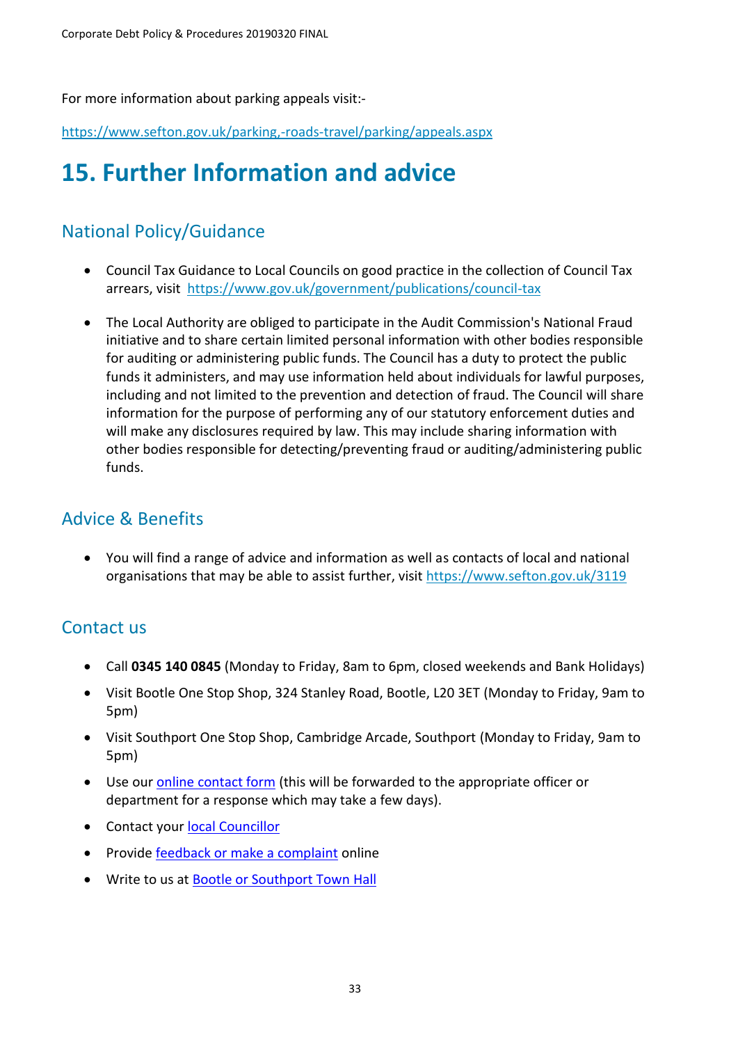For more information about parking appeals visit:-

https://www.sefton.gov.uk/parking,-roads-travel/parking/appeals.aspx

# 15. Further Information and advice

## National Policy/Guidance

- Council Tax Guidance to Local Councils on good practice in the collection of Council Tax arrears, visit https://www.gov.uk/government/publications/council-tax

- The Local Authority are obliged to participate in the Audit Commission's National Fraud initiative and to share certain limited personal information with other bodies responsible for auditing or administering public funds. The Council has a duty to protect the public funds it administers, and may use information held about individuals for lawful purposes, including and not limited to the prevention and detection of fraud. The Council will share information for the purpose of performing any of our statutory enforcement duties and will make any disclosures required by law. This may include sharing information with other bodies responsible for detecting/preventing fraud or auditing/administering public funds.

## Advice & Benefits

- You will find a range of advice and information as well as contacts of local and national organisations that may be able to assist further, visit https://www.sefton.gov.uk/3119

## Contact us

- Call **0345 140 0845** (Monday to Friday, 8am to 6pm, closed weekends and Bank Holidays)
- Visit Bootle One Stop Shop, 324 Stanley Road, Bootle, L20 3ET (Monday to Friday, 9am to 5pm)
- Visit Southport One Stop Shop, Cambridge Arcade, Southport (Monday to Friday, 9am to 5pm)
- Use our online contact form (this will be forwarded to the appropriate officer or department for a response which may take a few days).
- Contact your local Councillor
- Provide feedback or make a complaint online
- Write to us at Bootle or Southport Town Hall